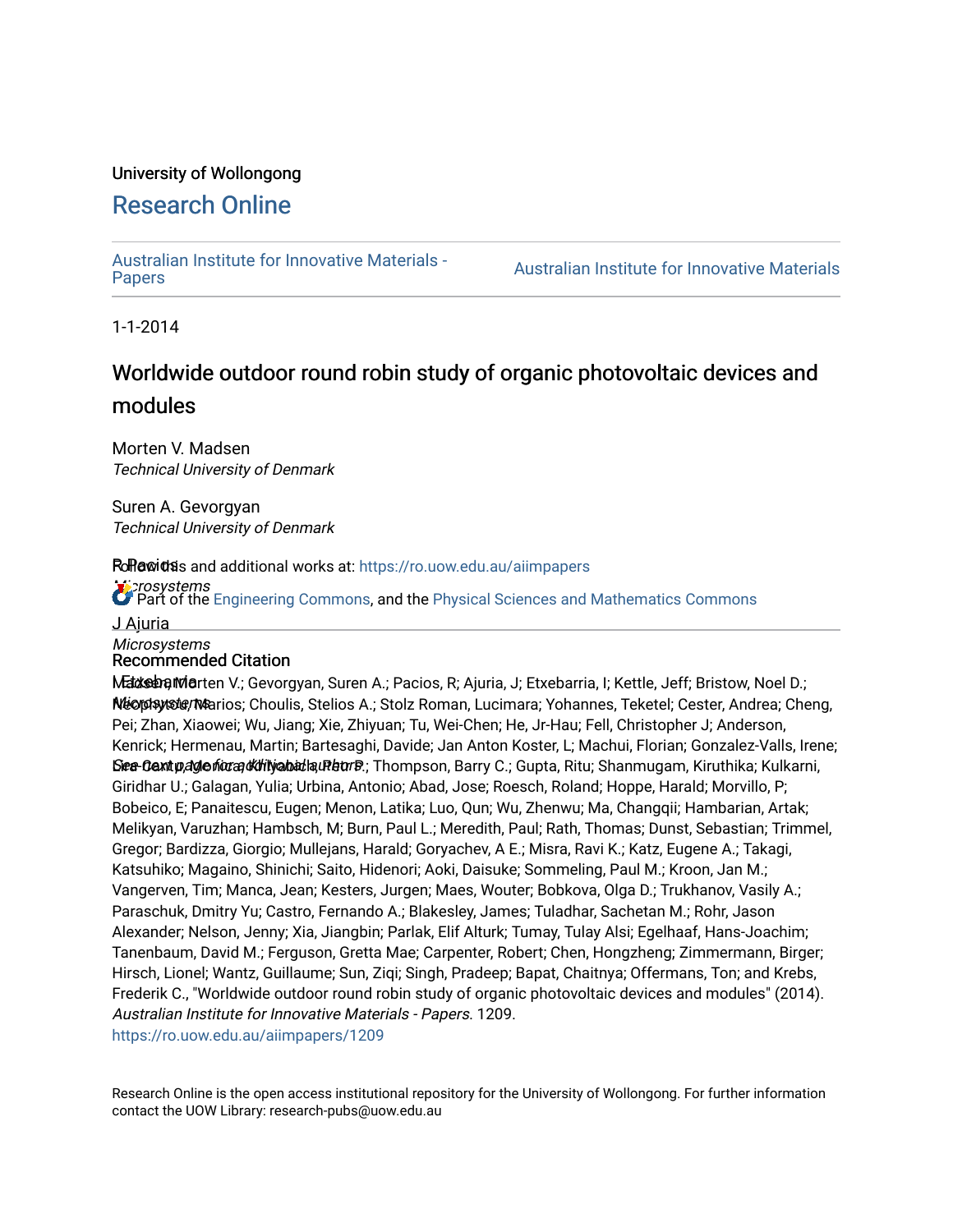University of Wollongong

# Research Online

Australian Institute for Innovative Materials - Papers | Australian Institute for Innovative Materials

1-1-2014

## Worldwide outdoor round robin study of organic photovoltaic devices and modules

Morten V. Madsen
*Technical University of Denmark*

Suren A. Gevorgyan
*Technical University of Denmark*

R Pacios
*Microsystems*

J Ajuria
*Microsystems*

I Etxebarria
*Microsystems*

*See next page for additional authors*

Follow this and additional works at: https://ro.uow.edu.au/aiimpapers

Part of the Engineering Commons, and the Physical Sciences and Mathematics Commons

### Recommended Citation

Madsen, Morten V.; Gevorgyan, Suren A.; Pacios, R; Ajuria, J; Etxebarria, I; Kettle, Jeff; Bristow, Noel D.; Neophytou, Marios; Choulis, Stelios A.; Stolz Roman, Lucimara; Yohannes, Teketel; Cester, Andrea; Cheng, Pei; Zhan, Xiaowei; Wu, Jiang; Xie, Zhiyuan; Tu, Wei-Chen; He, Jr-Hau; Fell, Christopher J; Anderson, Kenrick; Hermenau, Martin; Bartesaghi, Davide; Jan Anton Koster, L; Machui, Florian; Gonzalez-Valls, Irene; Lira-Cantu, Monica; Khlyabich, Petr P.; Thompson, Barry C.; Gupta, Ritu; Shanmugam, Kiruthika; Kulkarni, Giridhar U.; Galagan, Yulia; Urbina, Antonio; Abad, Jose; Roesch, Roland; Hoppe, Harald; Morvillo, P; Bobeico, E; Panaitescu, Eugen; Menon, Latika; Luo, Qun; Wu, Zhenwu; Ma, Changqii; Hambarian, Artak; Melikyan, Varuzhan; Hambsch, M; Burn, Paul L.; Meredith, Paul; Rath, Thomas; Dunst, Sebastian; Trimmel, Gregor; Bardizza, Giorgio; Mullejans, Harald; Goryachev, A E.; Misra, Ravi K.; Katz, Eugene A.; Takagi, Katsuhiko; Magaino, Shinichi; Saito, Hidenori; Aoki, Daisuke; Sommeling, Paul M.; Kroon, Jan M.; Vangerven, Tim; Manca, Jean; Kesters, Jurgen; Maes, Wouter; Bobkova, Olga D.; Trukhanov, Vasily A.; Paraschuk, Dmitry Yu; Castro, Fernando A.; Blakesley, James; Tuladhar, Sachetan M.; Rohr, Jason Alexander; Nelson, Jenny; Xia, Jiangbin; Parlak, Elif Alturk; Tumay, Tulay Alsi; Egelhaaf, Hans-Joachim; Tanenbaum, David M.; Ferguson, Gretta Mae; Carpenter, Robert; Chen, Hongzheng; Zimmermann, Birger; Hirsch, Lionel; Wantz, Guillaume; Sun, Ziqi; Singh, Pradeep; Bapat, Chaitnya; Offermans, Ton; and Krebs, Frederik C., "Worldwide outdoor round robin study of organic photovoltaic devices and modules" (2014). *Australian Institute for Innovative Materials - Papers*. 1209.
https://ro.uow.edu.au/aiimpapers/1209

Research Online is the open access institutional repository for the University of Wollongong. For further information contact the UOW Library: research-pubs@uow.edu.au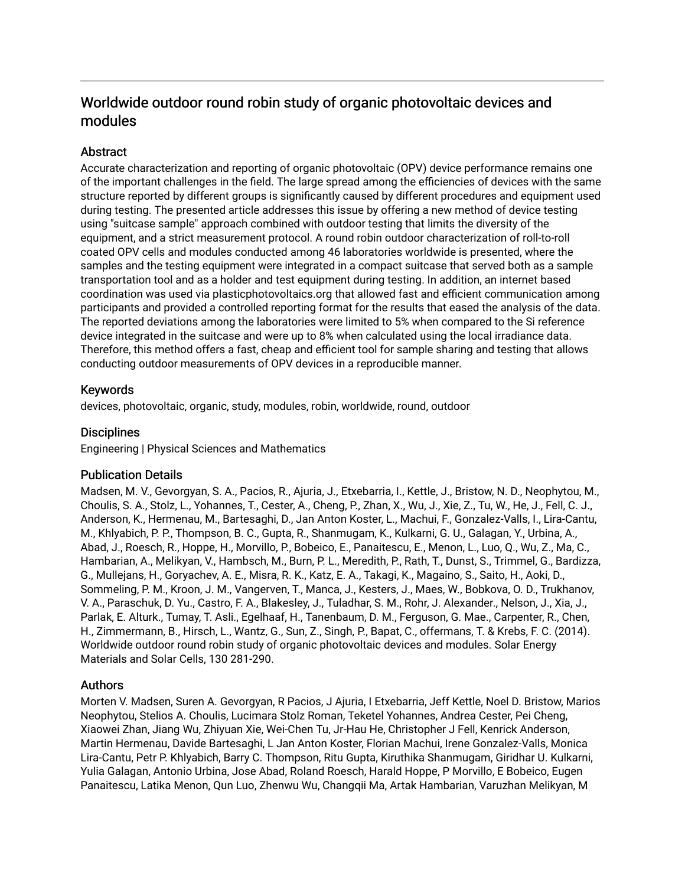# Worldwide outdoor round robin study of organic photovoltaic devices and modules

## Abstract

Accurate characterization and reporting of organic photovoltaic (OPV) device performance remains one of the important challenges in the field. The large spread among the efficiencies of devices with the same structure reported by different groups is significantly caused by different procedures and equipment used during testing. The presented article addresses this issue by offering a new method of device testing using "suitcase sample" approach combined with outdoor testing that limits the diversity of the equipment, and a strict measurement protocol. A round robin outdoor characterization of roll-to-roll coated OPV cells and modules conducted among 46 laboratories worldwide is presented, where the samples and the testing equipment were integrated in a compact suitcase that served both as a sample transportation tool and as a holder and test equipment during testing. In addition, an internet based coordination was used via plasticphotovoltaics.org that allowed fast and efficient communication among participants and provided a controlled reporting format for the results that eased the analysis of the data. The reported deviations among the laboratories were limited to 5% when compared to the Si reference device integrated in the suitcase and were up to 8% when calculated using the local irradiance data. Therefore, this method offers a fast, cheap and efficient tool for sample sharing and testing that allows conducting outdoor measurements of OPV devices in a reproducible manner.

## Keywords

devices, photovoltaic, organic, study, modules, robin, worldwide, round, outdoor

## Disciplines

Engineering | Physical Sciences and Mathematics

## Publication Details

Madsen, M. V., Gevorgyan, S. A., Pacios, R., Ajuria, J., Etxebarria, I., Kettle, J., Bristow, N. D., Neophytou, M., Choulis, S. A., Stolz, L., Yohannes, T., Cester, A., Cheng, P., Zhan, X., Wu, J., Xie, Z., Tu, W., He, J., Fell, C. J., Anderson, K., Hermenau, M., Bartesaghi, D., Jan Anton Koster, L., Machui, F., Gonzalez-Valls, I., Lira-Cantu, M., Khlyabich, P. P., Thompson, B. C., Gupta, R., Shanmugam, K., Kulkarni, G. U., Galagan, Y., Urbina, A., Abad, J., Roesch, R., Hoppe, H., Morvillo, P., Bobeico, E., Panaitescu, E., Menon, L., Luo, Q., Wu, Z., Ma, C., Hambarian, A., Melikyan, V., Hambsch, M., Burn, P. L., Meredith, P., Rath, T., Dunst, S., Trimmel, G., Bardizza, G., Mullejans, H., Goryachev, A. E., Misra, R. K., Katz, E. A., Takagi, K., Magaino, S., Saito, H., Aoki, D., Sommeling, P. M., Kroon, J. M., Vangerven, T., Manca, J., Kesters, J., Maes, W., Bobkova, O. D., Trukhanov, V. A., Paraschuk, D. Yu., Castro, F. A., Blakesley, J., Tuladhar, S. M., Rohr, J. Alexander., Nelson, J., Xia, J., Parlak, E. Alturk., Tumay, T. Asli., Egelhaaf, H., Tanenbaum, D. M., Ferguson, G. Mae., Carpenter, R., Chen, H., Zimmermann, B., Hirsch, L., Wantz, G., Sun, Z., Singh, P., Bapat, C., offermans, T. & Krebs, F. C. (2014). Worldwide outdoor round robin study of organic photovoltaic devices and modules. Solar Energy Materials and Solar Cells, 130 281-290.

## Authors

Morten V. Madsen, Suren A. Gevorgyan, R Pacios, J Ajuria, I Etxebarria, Jeff Kettle, Noel D. Bristow, Marios Neophytou, Stelios A. Choulis, Lucimara Stolz Roman, Teketel Yohannes, Andrea Cester, Pei Cheng, Xiaowei Zhan, Jiang Wu, Zhiyuan Xie, Wei-Chen Tu, Jr-Hau He, Christopher J Fell, Kenrick Anderson, Martin Hermenau, Davide Bartesaghi, L Jan Anton Koster, Florian Machui, Irene Gonzalez-Valls, Monica Lira-Cantu, Petr P. Khlyabich, Barry C. Thompson, Ritu Gupta, Kiruthika Shanmugam, Giridhar U. Kulkarni, Yulia Galagan, Antonio Urbina, Jose Abad, Roland Roesch, Harald Hoppe, P Morvillo, E Bobeico, Eugen Panaitescu, Latika Menon, Qun Luo, Zhenwu Wu, Changqii Ma, Artak Hambarian, Varuzhan Melikyan, M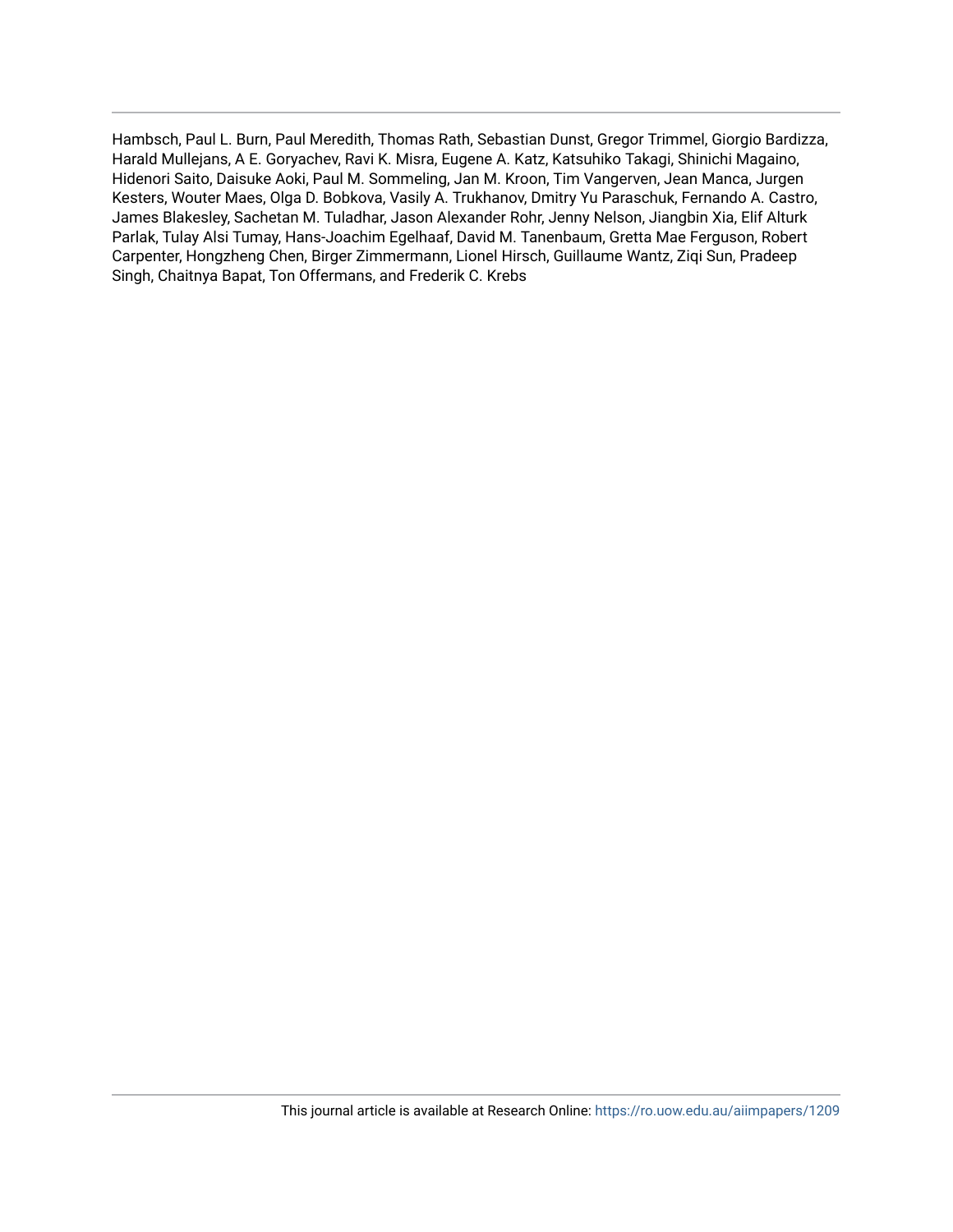Hambsch, Paul L. Burn, Paul Meredith, Thomas Rath, Sebastian Dunst, Gregor Trimmel, Giorgio Bardizza, Harald Mullejans, A E. Goryachev, Ravi K. Misra, Eugene A. Katz, Katsuhiko Takagi, Shinichi Magaino, Hidenori Saito, Daisuke Aoki, Paul M. Sommeling, Jan M. Kroon, Tim Vangerven, Jean Manca, Jurgen Kesters, Wouter Maes, Olga D. Bobkova, Vasily A. Trukhanov, Dmitry Yu Paraschuk, Fernando A. Castro, James Blakesley, Sachetan M. Tuladhar, Jason Alexander Rohr, Jenny Nelson, Jiangbin Xia, Elif Alturk Parlak, Tulay Alsi Tumay, Hans-Joachim Egelhaaf, David M. Tanenbaum, Gretta Mae Ferguson, Robert Carpenter, Hongzheng Chen, Birger Zimmermann, Lionel Hirsch, Guillaume Wantz, Ziqi Sun, Pradeep Singh, Chaitnya Bapat, Ton Offermans, and Frederik C. Krebs

This journal article is available at Research Online: https://ro.uow.edu.au/aiimpapers/1209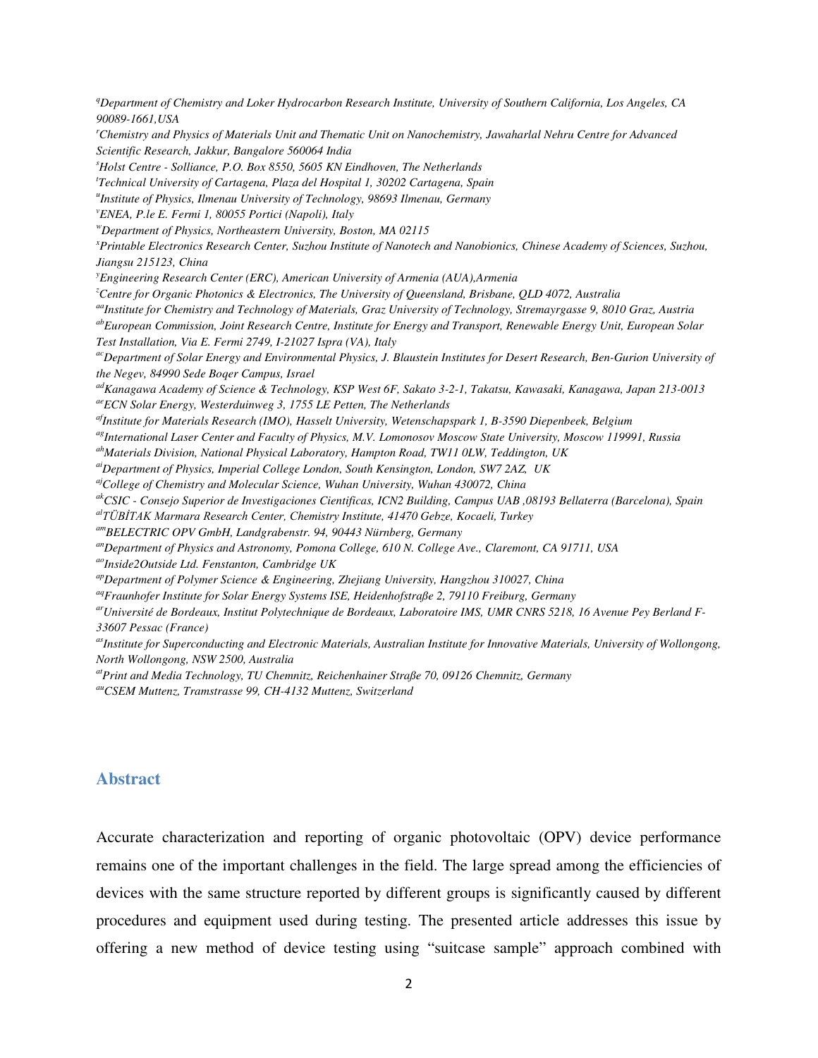[q]*Department of Chemistry and Loker Hydrocarbon Research Institute, University of Southern California, Los Angeles, CA 90089-1661,USA*

[r]*Chemistry and Physics of Materials Unit and Thematic Unit on Nanochemistry, Jawaharlal Nehru Centre for Advanced Scientific Research, Jakkur, Bangalore 560064 India*

[s]*Holst Centre - Solliance, P.O. Box 8550, 5605 KN Eindhoven, The Netherlands*

[t]*Technical University of Cartagena, Plaza del Hospital 1, 30202 Cartagena, Spain*

[u]*Institute of Physics, Ilmenau University of Technology, 98693 Ilmenau, Germany*

[v]*ENEA, P.le E. Fermi 1, 80055 Portici (Napoli), Italy*

[w]*Department of Physics, Northeastern University, Boston, MA 02115*

[x]*Printable Electronics Research Center, Suzhou Institute of Nanotech and Nanobionics, Chinese Academy of Sciences, Suzhou, Jiangsu 215123, China*

[y]*Engineering Research Center (ERC), American University of Armenia (AUA),Armenia*

[z]*Centre for Organic Photonics & Electronics, The University of Queensland, Brisbane, QLD 4072, Australia*

[aa]*Institute for Chemistry and Technology of Materials, Graz University of Technology, Stremayrgasse 9, 8010 Graz, Austria*

[ab]*European Commission, Joint Research Centre, Institute for Energy and Transport, Renewable Energy Unit, European Solar Test Installation, Via E. Fermi 2749, I-21027 Ispra (VA), Italy*

[ac]*Department of Solar Energy and Environmental Physics, J. Blaustein Institutes for Desert Research, Ben-Gurion University of the Negev, 84990 Sede Boqer Campus, Israel*

[ad]*Kanagawa Academy of Science & Technology, KSP West 6F, Sakato 3-2-1, Takatsu, Kawasaki, Kanagawa, Japan 213-0013*

[ae]*ECN Solar Energy, Westerduinweg 3, 1755 LE Petten, The Netherlands*

[af]*Institute for Materials Research (IMO), Hasselt University, Wetenschapspark 1, B-3590 Diepenbeek, Belgium*

[ag]*International Laser Center and Faculty of Physics, M.V. Lomonosov Moscow State University, Moscow 119991, Russia*

[ah]*Materials Division, National Physical Laboratory, Hampton Road, TW11 0LW, Teddington, UK*

[ai]*Department of Physics, Imperial College London, South Kensington, London, SW7 2AZ, UK*

[aj]*College of Chemistry and Molecular Science, Wuhan University, Wuhan 430072, China*

[ak]*CSIC - Consejo Superior de Investigaciones Cientificas, ICN2 Building, Campus UAB ,08193 Bellaterra (Barcelona), Spain*

[al]*TÜBİTAK Marmara Research Center, Chemistry Institute, 41470 Gebze, Kocaeli, Turkey*

[am]*BELECTRIC OPV GmbH, Landgrabenstr. 94, 90443 Nürnberg, Germany*

[an]*Department of Physics and Astronomy, Pomona College, 610 N. College Ave., Claremont, CA 91711, USA*

[ao]*Inside2Outside Ltd. Fenstanton, Cambridge UK*

[ap]*Department of Polymer Science & Engineering, Zhejiang University, Hangzhou 310027, China*

[aq]*Fraunhofer Institute for Solar Energy Systems ISE, Heidenhofstraße 2, 79110 Freiburg, Germany*

[ar]*Université de Bordeaux, Institut Polytechnique de Bordeaux, Laboratoire IMS, UMR CNRS 5218, 16 Avenue Pey Berland F-33607 Pessac (France)*

[as]*Institute for Superconducting and Electronic Materials, Australian Institute for Innovative Materials, University of Wollongong, North Wollongong, NSW 2500, Australia*

[at]*Print and Media Technology, TU Chemnitz, Reichenhainer Straße 70, 09126 Chemnitz, Germany*

[au]*CSEM Muttenz, Tramstrasse 99, CH-4132 Muttenz, Switzerland*

## Abstract

Accurate characterization and reporting of organic photovoltaic (OPV) device performance remains one of the important challenges in the field. The large spread among the efficiencies of devices with the same structure reported by different groups is significantly caused by different procedures and equipment used during testing. The presented article addresses this issue by offering a new method of device testing using "suitcase sample" approach combined with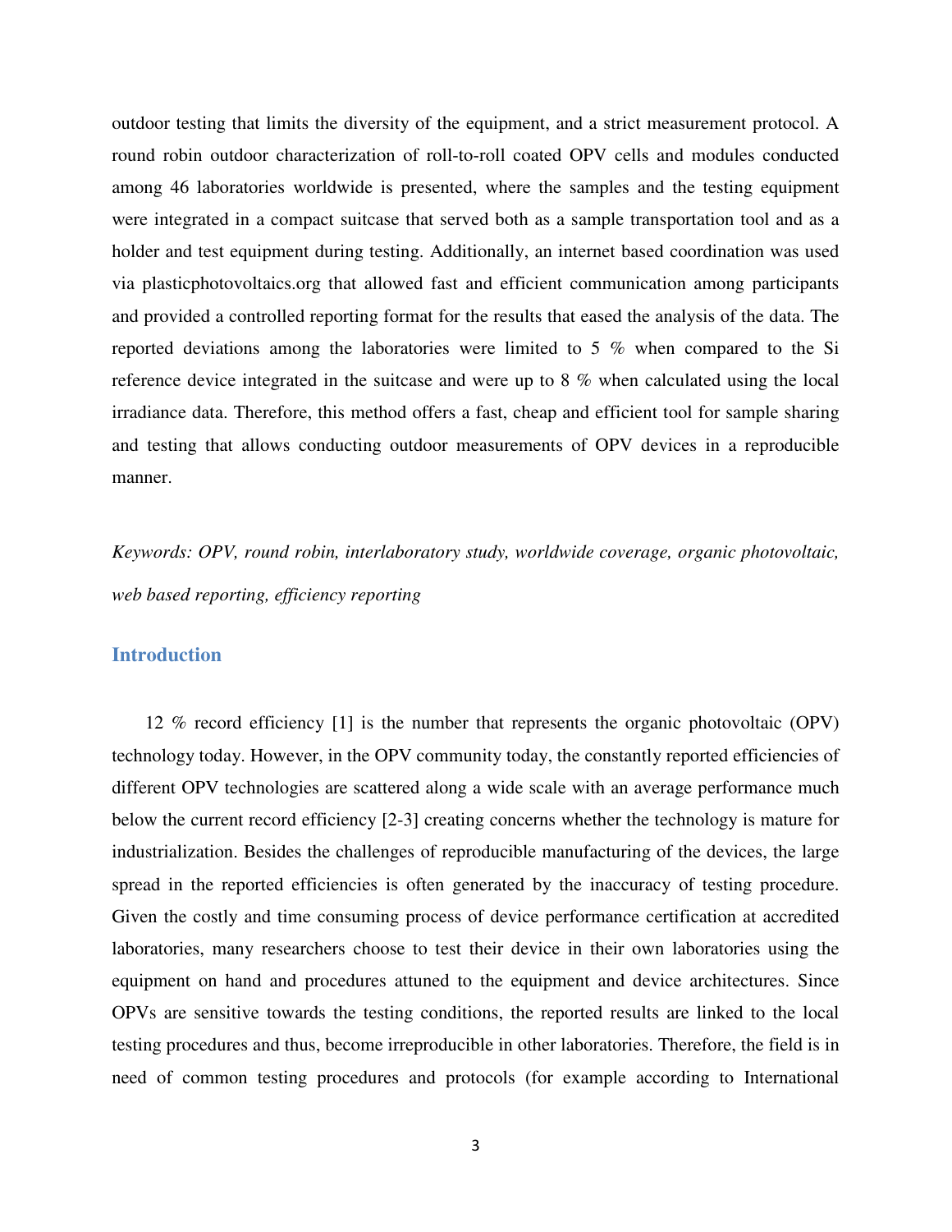outdoor testing that limits the diversity of the equipment, and a strict measurement protocol. A round robin outdoor characterization of roll-to-roll coated OPV cells and modules conducted among 46 laboratories worldwide is presented, where the samples and the testing equipment were integrated in a compact suitcase that served both as a sample transportation tool and as a holder and test equipment during testing. Additionally, an internet based coordination was used via plasticphotovoltaics.org that allowed fast and efficient communication among participants and provided a controlled reporting format for the results that eased the analysis of the data. The reported deviations among the laboratories were limited to 5 % when compared to the Si reference device integrated in the suitcase and were up to 8 % when calculated using the local irradiance data. Therefore, this method offers a fast, cheap and efficient tool for sample sharing and testing that allows conducting outdoor measurements of OPV devices in a reproducible manner.

*Keywords: OPV, round robin, interlaboratory study, worldwide coverage, organic photovoltaic, web based reporting, efficiency reporting*

## Introduction

12 % record efficiency [1] is the number that represents the organic photovoltaic (OPV) technology today. However, in the OPV community today, the constantly reported efficiencies of different OPV technologies are scattered along a wide scale with an average performance much below the current record efficiency [2-3] creating concerns whether the technology is mature for industrialization. Besides the challenges of reproducible manufacturing of the devices, the large spread in the reported efficiencies is often generated by the inaccuracy of testing procedure. Given the costly and time consuming process of device performance certification at accredited laboratories, many researchers choose to test their device in their own laboratories using the equipment on hand and procedures attuned to the equipment and device architectures. Since OPVs are sensitive towards the testing conditions, the reported results are linked to the local testing procedures and thus, become irreproducible in other laboratories. Therefore, the field is in need of common testing procedures and protocols (for example according to International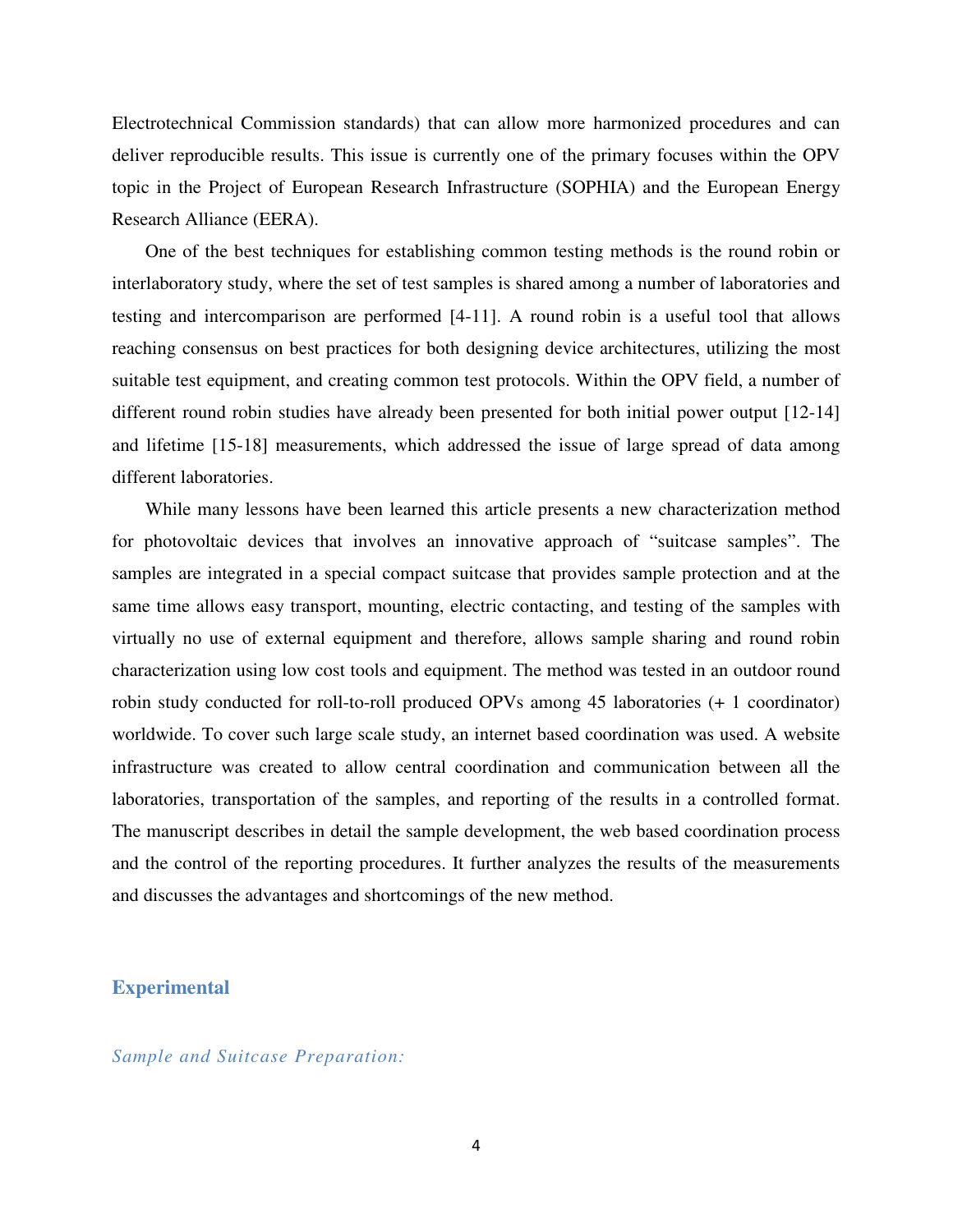Electrotechnical Commission standards) that can allow more harmonized procedures and can deliver reproducible results. This issue is currently one of the primary focuses within the OPV topic in the Project of European Research Infrastructure (SOPHIA) and the European Energy Research Alliance (EERA).

One of the best techniques for establishing common testing methods is the round robin or interlaboratory study, where the set of test samples is shared among a number of laboratories and testing and intercomparison are performed [4-11]. A round robin is a useful tool that allows reaching consensus on best practices for both designing device architectures, utilizing the most suitable test equipment, and creating common test protocols. Within the OPV field, a number of different round robin studies have already been presented for both initial power output [12-14] and lifetime [15-18] measurements, which addressed the issue of large spread of data among different laboratories.

While many lessons have been learned this article presents a new characterization method for photovoltaic devices that involves an innovative approach of "suitcase samples". The samples are integrated in a special compact suitcase that provides sample protection and at the same time allows easy transport, mounting, electric contacting, and testing of the samples with virtually no use of external equipment and therefore, allows sample sharing and round robin characterization using low cost tools and equipment. The method was tested in an outdoor round robin study conducted for roll-to-roll produced OPVs among 45 laboratories (+ 1 coordinator) worldwide. To cover such large scale study, an internet based coordination was used. A website infrastructure was created to allow central coordination and communication between all the laboratories, transportation of the samples, and reporting of the results in a controlled format. The manuscript describes in detail the sample development, the web based coordination process and the control of the reporting procedures. It further analyzes the results of the measurements and discusses the advantages and shortcomings of the new method.

## Experimental

### *Sample and Suitcase Preparation:*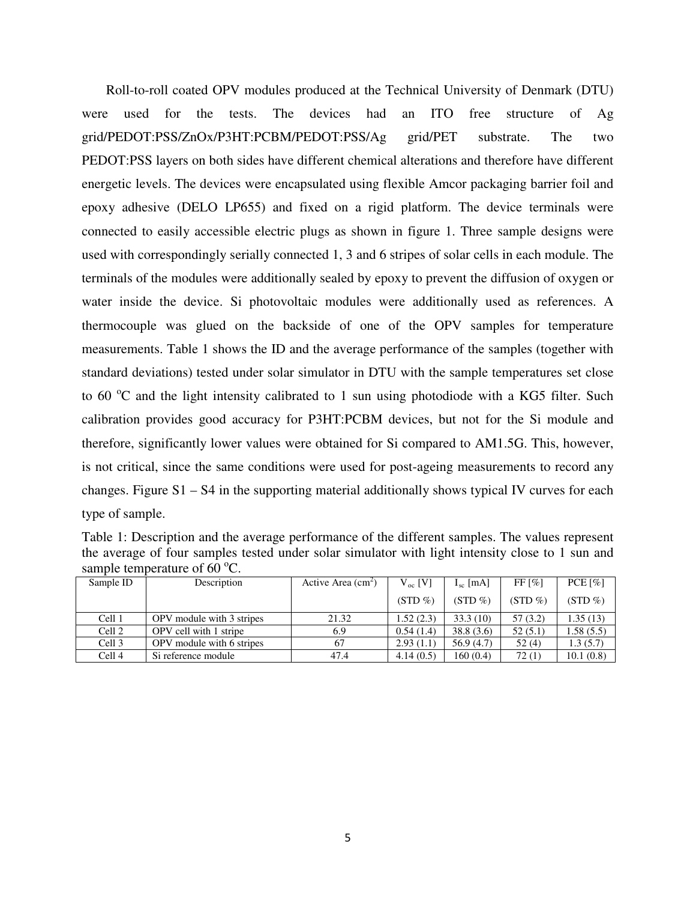Roll-to-roll coated OPV modules produced at the Technical University of Denmark (DTU) were used for the tests. The devices had an ITO free structure of Ag grid/PEDOT:PSS/ZnOx/P3HT:PCBM/PEDOT:PSS/Ag grid/PET substrate. The two PEDOT:PSS layers on both sides have different chemical alterations and therefore have different energetic levels. The devices were encapsulated using flexible Amcor packaging barrier foil and epoxy adhesive (DELO LP655) and fixed on a rigid platform. The device terminals were connected to easily accessible electric plugs as shown in figure 1. Three sample designs were used with correspondingly serially connected 1, 3 and 6 stripes of solar cells in each module. The terminals of the modules were additionally sealed by epoxy to prevent the diffusion of oxygen or water inside the device. Si photovoltaic modules were additionally used as references. A thermocouple was glued on the backside of one of the OPV samples for temperature measurements. Table 1 shows the ID and the average performance of the samples (together with standard deviations) tested under solar simulator in DTU with the sample temperatures set close to 60 °C and the light intensity calibrated to 1 sun using photodiode with a KG5 filter. Such calibration provides good accuracy for P3HT:PCBM devices, but not for the Si module and therefore, significantly lower values were obtained for Si compared to AM1.5G. This, however, is not critical, since the same conditions were used for post-ageing measurements to record any changes. Figure S1 – S4 in the supporting material additionally shows typical IV curves for each type of sample.

Table 1: Description and the average performance of the different samples. The values represent the average of four samples tested under solar simulator with light intensity close to 1 sun and sample temperature of 60 °C.

| Sample ID | Description | Active Area ($cm^2$) | $V_{oc}$ [V] (STD %) | $I_{sc}$ [mA] (STD %) | FF [%] (STD %) | PCE [%] (STD %) |
|---|---|---|---|---|---|---|
| Cell 1 | OPV module with 3 stripes | 21.32 | 1.52 (2.3) | 33.3 (10) | 57 (3.2) | 1.35 (13) |
| Cell 2 | OPV cell with 1 stripe | 6.9 | 0.54 (1.4) | 38.8 (3.6) | 52 (5.1) | 1.58 (5.5) |
| Cell 3 | OPV module with 6 stripes | 67 | 2.93 (1.1) | 56.9 (4.7) | 52 (4) | 1.3 (5.7) |
| Cell 4 | Si reference module | 47.4 | 4.14 (0.5) | 160 (0.4) | 72 (1) | 10.1 (0.8) |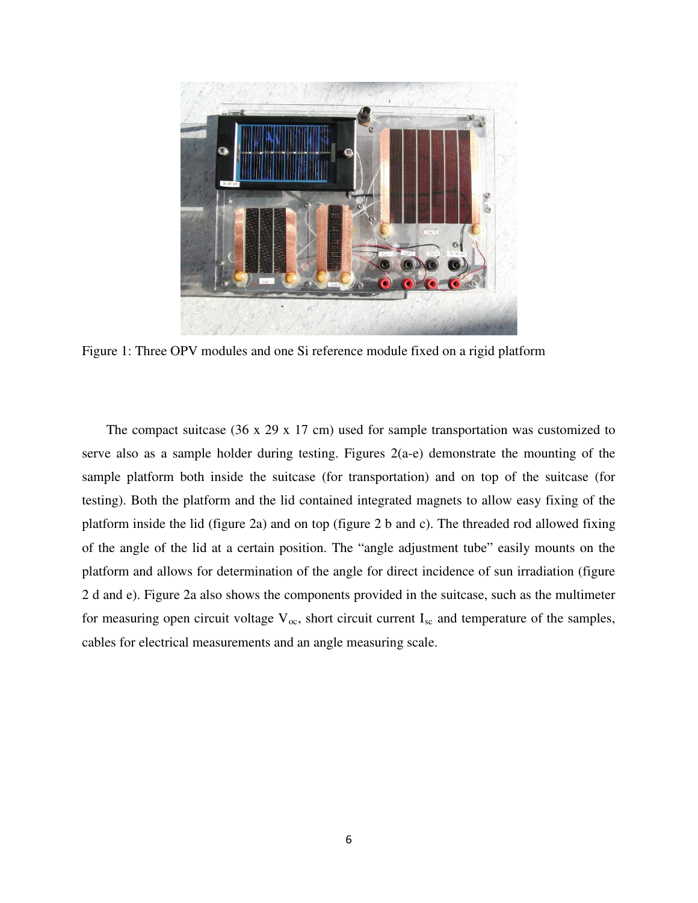Figure 1: Three OPV modules and one Si reference module fixed on a rigid platform

The compact suitcase (36 x 29 x 17 cm) used for sample transportation was customized to serve also as a sample holder during testing. Figures 2(a-e) demonstrate the mounting of the sample platform both inside the suitcase (for transportation) and on top of the suitcase (for testing). Both the platform and the lid contained integrated magnets to allow easy fixing of the platform inside the lid (figure 2a) and on top (figure 2 b and c). The threaded rod allowed fixing of the angle of the lid at a certain position. The "angle adjustment tube" easily mounts on the platform and allows for determination of the angle for direct incidence of sun irradiation (figure 2 d and e). Figure 2a also shows the components provided in the suitcase, such as the multimeter for measuring open circuit voltage $V_{oc}$, short circuit current $I_{sc}$ and temperature of the samples, cables for electrical measurements and an angle measuring scale.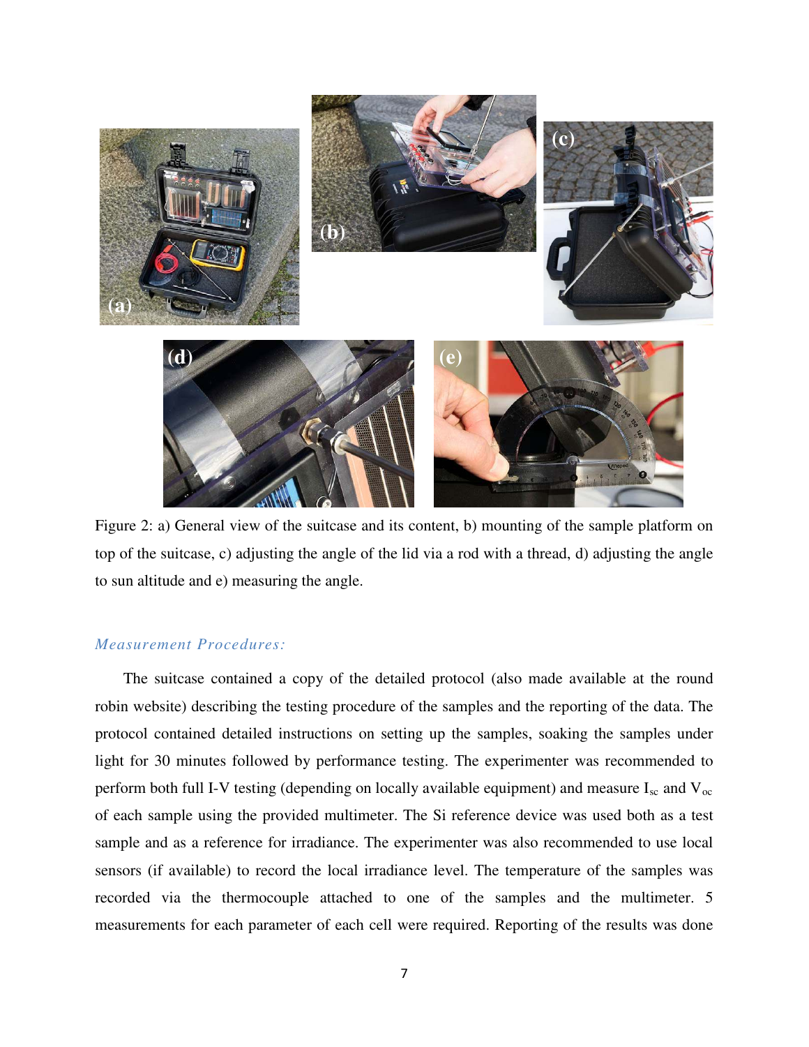Figure 2: a) General view of the suitcase and its content, b) mounting of the sample platform on top of the suitcase, c) adjusting the angle of the lid via a rod with a thread, d) adjusting the angle to sun altitude and e) measuring the angle.

*Measurement Procedures:*

The suitcase contained a copy of the detailed protocol (also made available at the round robin website) describing the testing procedure of the samples and the reporting of the data. The protocol contained detailed instructions on setting up the samples, soaking the samples under light for 30 minutes followed by performance testing. The experimenter was recommended to perform both full I-V testing (depending on locally available equipment) and measure $I_{sc}$ and $V_{oc}$ of each sample using the provided multimeter. The Si reference device was used both as a test sample and as a reference for irradiance. The experimenter was also recommended to use local sensors (if available) to record the local irradiance level. The temperature of the samples was recorded via the thermocouple attached to one of the samples and the multimeter. 5 measurements for each parameter of each cell were required. Reporting of the results was done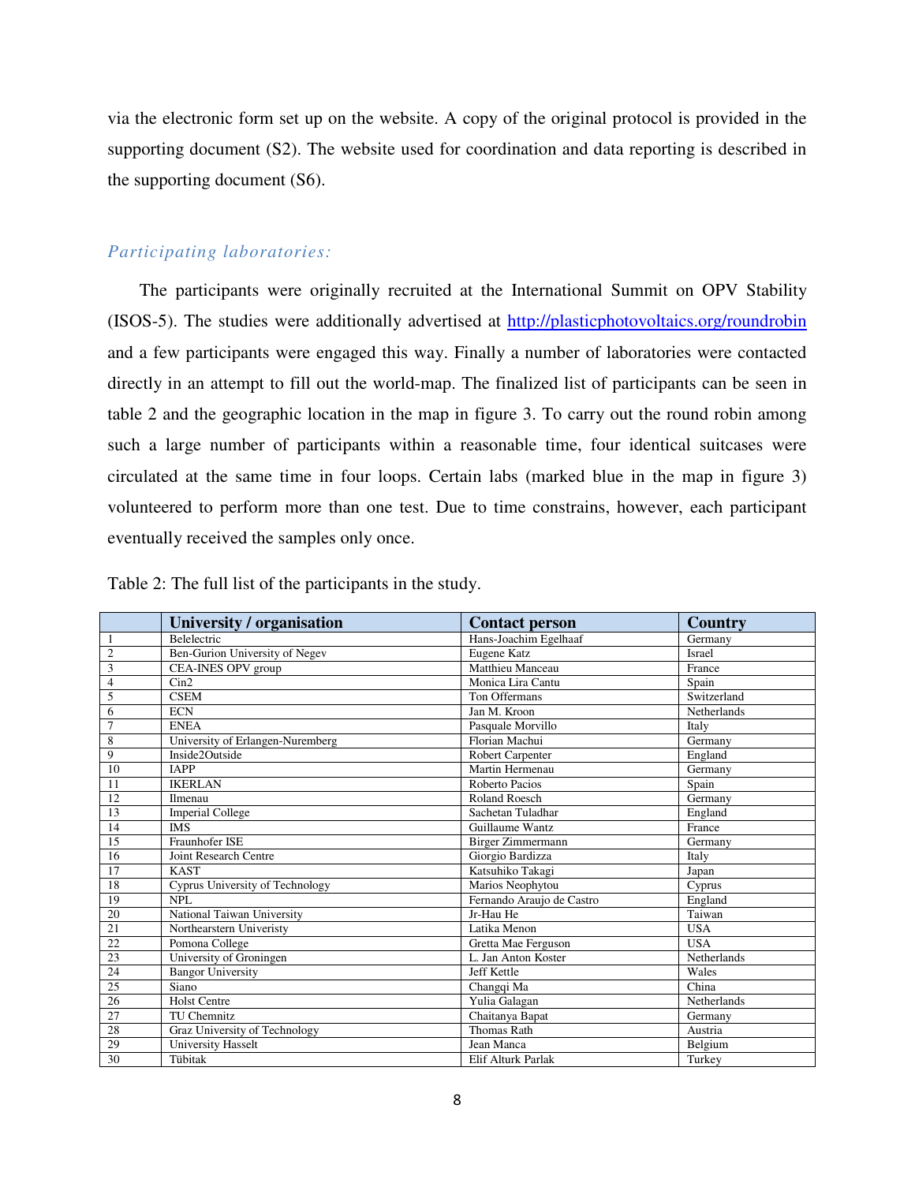via the electronic form set up on the website. A copy of the original protocol is provided in the supporting document (S2). The website used for coordination and data reporting is described in the supporting document (S6).

### *Participating laboratories:*

The participants were originally recruited at the International Summit on OPV Stability (ISOS-5). The studies were additionally advertised at http://plasticphotovoltaics.org/roundrobin and a few participants were engaged this way. Finally a number of laboratories were contacted directly in an attempt to fill out the world-map. The finalized list of participants can be seen in table 2 and the geographic location in the map in figure 3. To carry out the round robin among such a large number of participants within a reasonable time, four identical suitcases were circulated at the same time in four loops. Certain labs (marked blue in the map in figure 3) volunteered to perform more than one test. Due to time constrains, however, each participant eventually received the samples only once.

Table 2: The full list of the participants in the study.

| | **University / organisation** | **Contact person** | **Country** |
|---|---|---|---|
| 1 | Belelectric | Hans-Joachim Egelhaaf | Germany |
| 2 | Ben-Gurion University of Negev | Eugene Katz | Israel |
| 3 | CEA-INES OPV group | Matthieu Manceau | France |
| 4 | Cin2 | Monica Lira Cantu | Spain |
| 5 | CSEM | Ton Offermans | Switzerland |
| 6 | ECN | Jan M. Kroon | Netherlands |
| 7 | ENEA | Pasquale Morvillo | Italy |
| 8 | University of Erlangen-Nuremberg | Florian Machui | Germany |
| 9 | Inside2Outside | Robert Carpenter | England |
| 10 | IAPP | Martin Hermenau | Germany |
| 11 | IKERLAN | Roberto Pacios | Spain |
| 12 | Ilmenau | Roland Roesch | Germany |
| 13 | Imperial College | Sachetan Tuladhar | England |
| 14 | IMS | Guillaume Wantz | France |
| 15 | Fraunhofer ISE | Birger Zimmermann | Germany |
| 16 | Joint Research Centre | Giorgio Bardizza | Italy |
| 17 | KAST | Katsuhiko Takagi | Japan |
| 18 | Cyprus University of Technology | Marios Neophytou | Cyprus |
| 19 | NPL | Fernando Araujo de Castro | England |
| 20 | National Taiwan University | Jr-Hau He | Taiwan |
| 21 | Northearstern Univeristy | Latika Menon | USA |
| 22 | Pomona College | Gretta Mae Ferguson | USA |
| 23 | University of Groningen | L. Jan Anton Koster | Netherlands |
| 24 | Bangor University | Jeff Kettle | Wales |
| 25 | Siano | Changqi Ma | China |
| 26 | Holst Centre | Yulia Galagan | Netherlands |
| 27 | TU Chemnitz | Chaitanya Bapat | Germany |
| 28 | Graz University of Technology | Thomas Rath | Austria |
| 29 | University Hasselt | Jean Manca | Belgium |
| 30 | Tübitak | Elif Alturk Parlak | Turkey |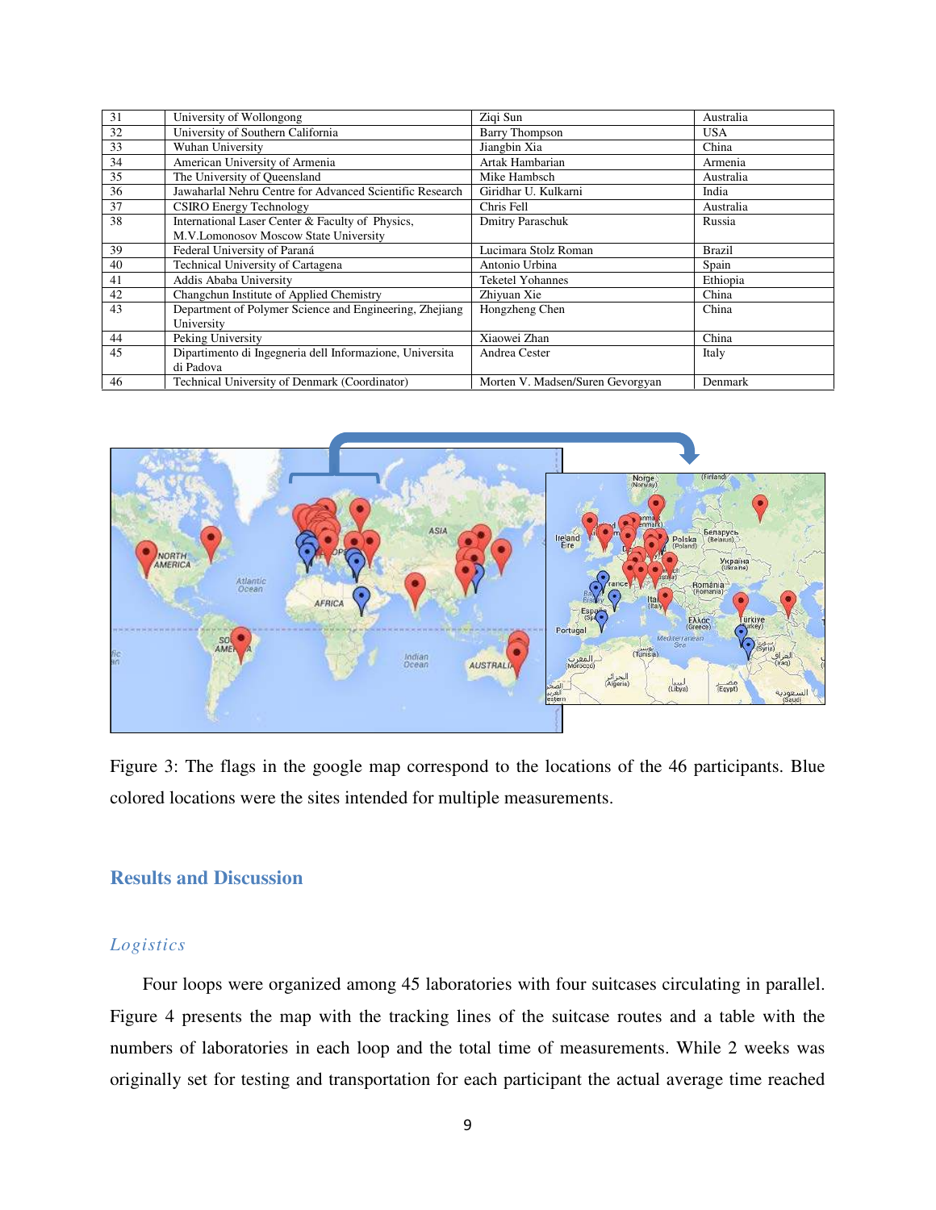| 31 | University of Wollongong | Ziqi Sun | Australia |
|---|---|---|---|
| 32 | University of Southern California | Barry Thompson | USA |
| 33 | Wuhan University | Jiangbin Xia | China |
| 34 | American University of Armenia | Artak Hambarian | Armenia |
| 35 | The University of Queensland | Mike Hambsch | Australia |
| 36 | Jawaharlal Nehru Centre for Advanced Scientific Research | Giridhar U. Kulkarni | India |
| 37 | CSIRO Energy Technology | Chris Fell | Australia |
| 38 | International Laser Center & Faculty of Physics, M.V.Lomonosov Moscow State University | Dmitry Paraschuk | Russia |
| 39 | Federal University of Paraná | Lucimara Stolz Roman | Brazil |
| 40 | Technical University of Cartagena | Antonio Urbina | Spain |
| 41 | Addis Ababa University | Teketel Yohannes | Ethiopia |
| 42 | Changchun Institute of Applied Chemistry | Zhiyuan Xie | China |
| 43 | Department of Polymer Science and Engineering, Zhejiang University | Hongzheng Chen | China |
| 44 | Peking University | Xiaowei Zhan | China |
| 45 | Dipartimento di Ingegneria dell Informazione, Universita di Padova | Andrea Cester | Italy |
| 46 | Technical University of Denmark (Coordinator) | Morten V. Madsen/Suren Gevorgyan | Denmark |

Figure 3: The flags in the google map correspond to the locations of the 46 participants. Blue colored locations were the sites intended for multiple measurements.

## Results and Discussion

### *Logistics*

Four loops were organized among 45 laboratories with four suitcases circulating in parallel. Figure 4 presents the map with the tracking lines of the suitcase routes and a table with the numbers of laboratories in each loop and the total time of measurements. While 2 weeks was originally set for testing and transportation for each participant the actual average time reached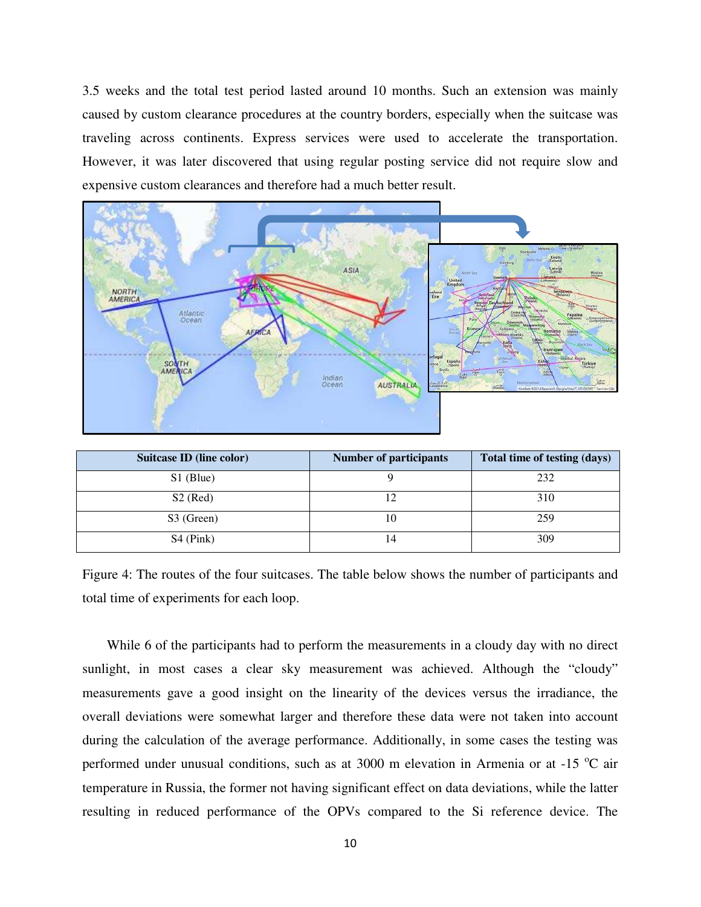3.5 weeks and the total test period lasted around 10 months. Such an extension was mainly caused by custom clearance procedures at the country borders, especially when the suitcase was traveling across continents. Express services were used to accelerate the transportation. However, it was later discovered that using regular posting service did not require slow and expensive custom clearances and therefore had a much better result.

| Suitcase ID (line color) | Number of participants | Total time of testing (days) |
| --- | --- | --- |
| S1 (Blue) | 9 | 232 |
| S2 (Red) | 12 | 310 |
| S3 (Green) | 10 | 259 |
| S4 (Pink) | 14 | 309 |

Figure 4: The routes of the four suitcases. The table below shows the number of participants and total time of experiments for each loop.

While 6 of the participants had to perform the measurements in a cloudy day with no direct sunlight, in most cases a clear sky measurement was achieved. Although the "cloudy" measurements gave a good insight on the linearity of the devices versus the irradiance, the overall deviations were somewhat larger and therefore these data were not taken into account during the calculation of the average performance. Additionally, in some cases the testing was performed under unusual conditions, such as at 3000 m elevation in Armenia or at -15 $^{o}$C air temperature in Russia, the former not having significant effect on data deviations, while the latter resulting in reduced performance of the OPVs compared to the Si reference device. The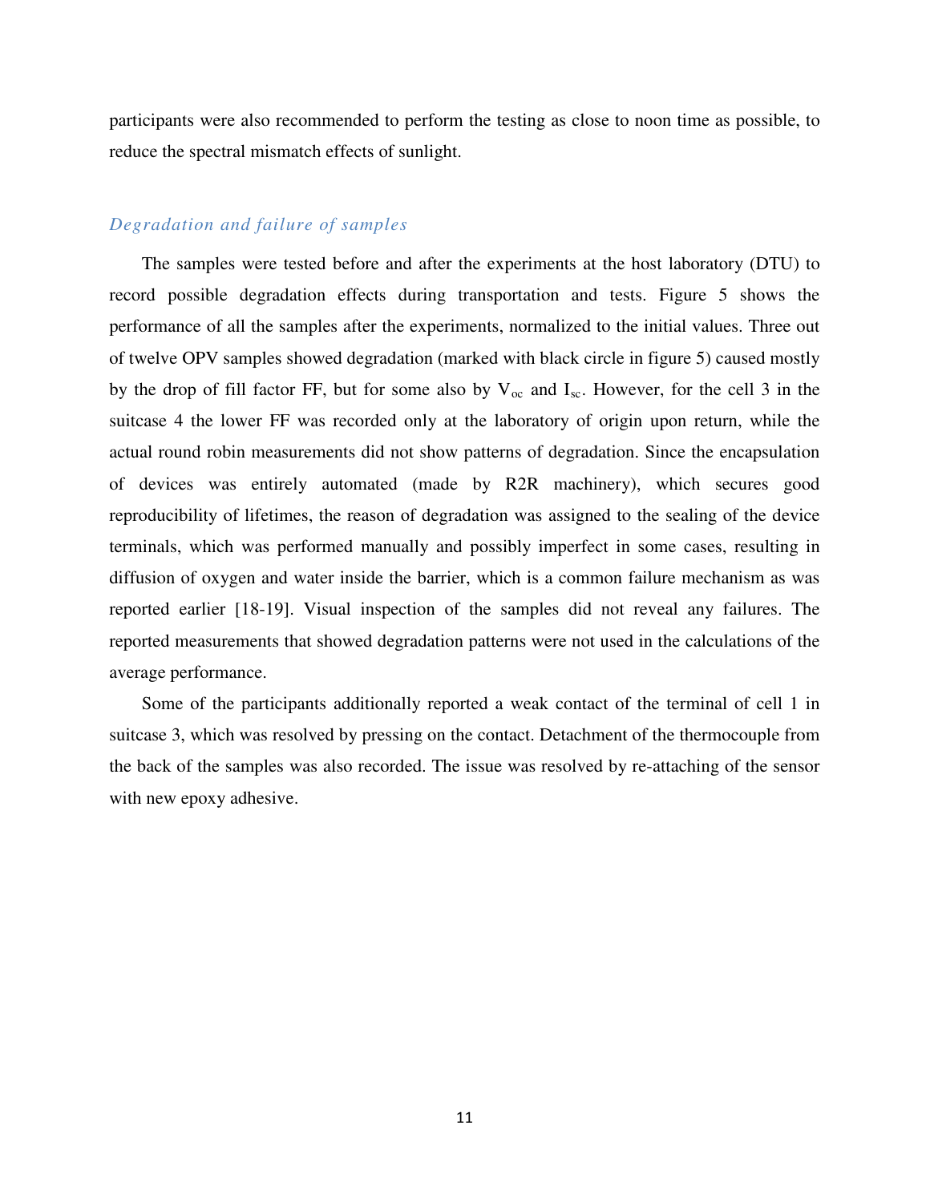participants were also recommended to perform the testing as close to noon time as possible, to reduce the spectral mismatch effects of sunlight.

### *Degradation and failure of samples*

The samples were tested before and after the experiments at the host laboratory (DTU) to record possible degradation effects during transportation and tests. Figure 5 shows the performance of all the samples after the experiments, normalized to the initial values. Three out of twelve OPV samples showed degradation (marked with black circle in figure 5) caused mostly by the drop of fill factor FF, but for some also by $V_{oc}$ and $I_{sc}$. However, for the cell 3 in the suitcase 4 the lower FF was recorded only at the laboratory of origin upon return, while the actual round robin measurements did not show patterns of degradation. Since the encapsulation of devices was entirely automated (made by R2R machinery), which secures good reproducibility of lifetimes, the reason of degradation was assigned to the sealing of the device terminals, which was performed manually and possibly imperfect in some cases, resulting in diffusion of oxygen and water inside the barrier, which is a common failure mechanism as was reported earlier [18-19]. Visual inspection of the samples did not reveal any failures. The reported measurements that showed degradation patterns were not used in the calculations of the average performance.

Some of the participants additionally reported a weak contact of the terminal of cell 1 in suitcase 3, which was resolved by pressing on the contact. Detachment of the thermocouple from the back of the samples was also recorded. The issue was resolved by re-attaching of the sensor with new epoxy adhesive.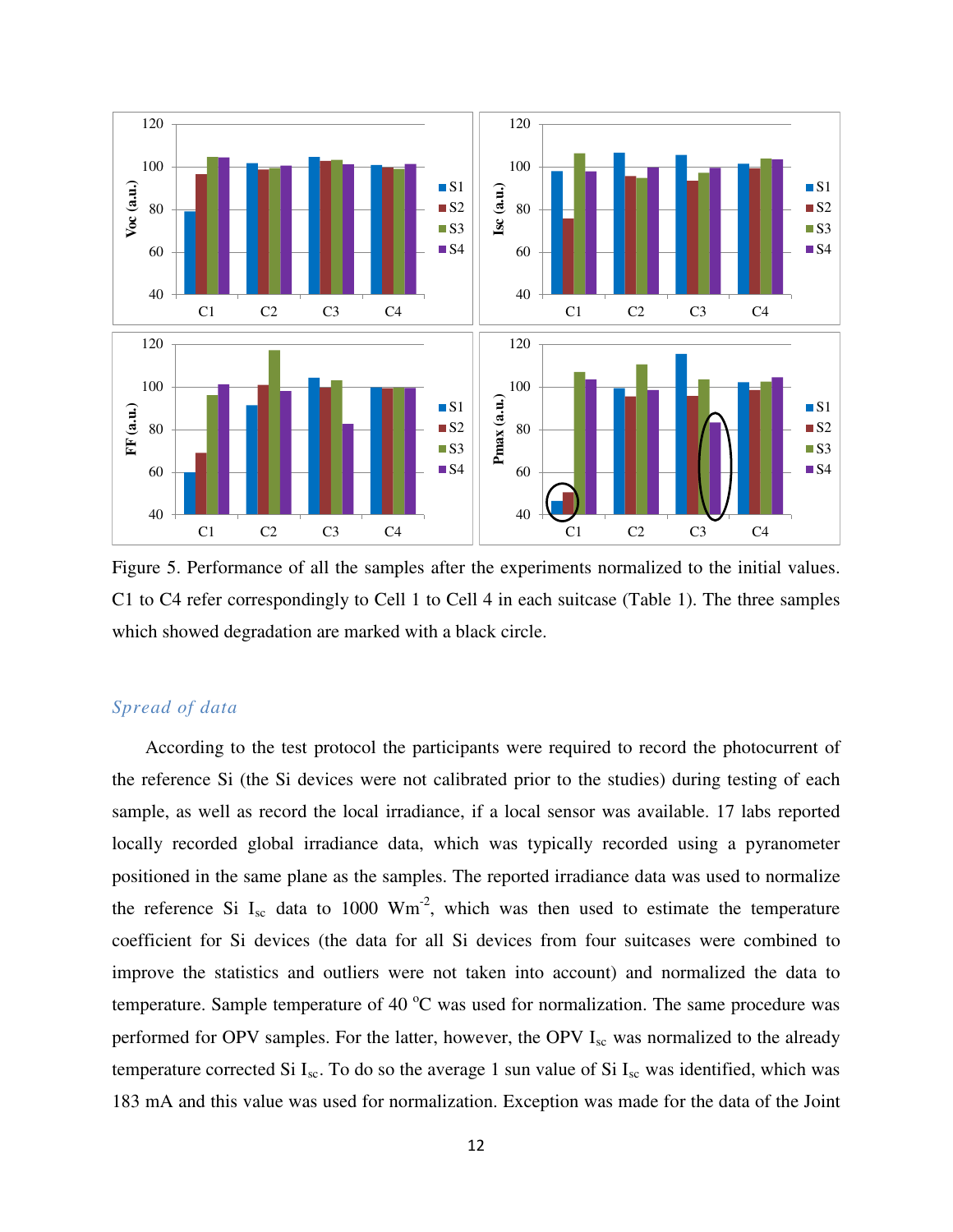Figure 5. Performance of all the samples after the experiments normalized to the initial values. C1 to C4 refer correspondingly to Cell 1 to Cell 4 in each suitcase (Table 1). The three samples which showed degradation are marked with a black circle.

### *Spread of data*

According to the test protocol the participants were required to record the photocurrent of the reference Si (the Si devices were not calibrated prior to the studies) during testing of each sample, as well as record the local irradiance, if a local sensor was available. 17 labs reported locally recorded global irradiance data, which was typically recorded using a pyranometer positioned in the same plane as the samples. The reported irradiance data was used to normalize the reference Si $I_{sc}$ data to 1000 $Wm^{-2}$, which was then used to estimate the temperature coefficient for Si devices (the data for all Si devices from four suitcases were combined to improve the statistics and outliers were not taken into account) and normalized the data to temperature. Sample temperature of 40 $^{o}C$ was used for normalization. The same procedure was performed for OPV samples. For the latter, however, the OPV $I_{sc}$ was normalized to the already temperature corrected Si $I_{sc}$. To do so the average 1 sun value of Si $I_{sc}$ was identified, which was 183 mA and this value was used for normalization. Exception was made for the data of the Joint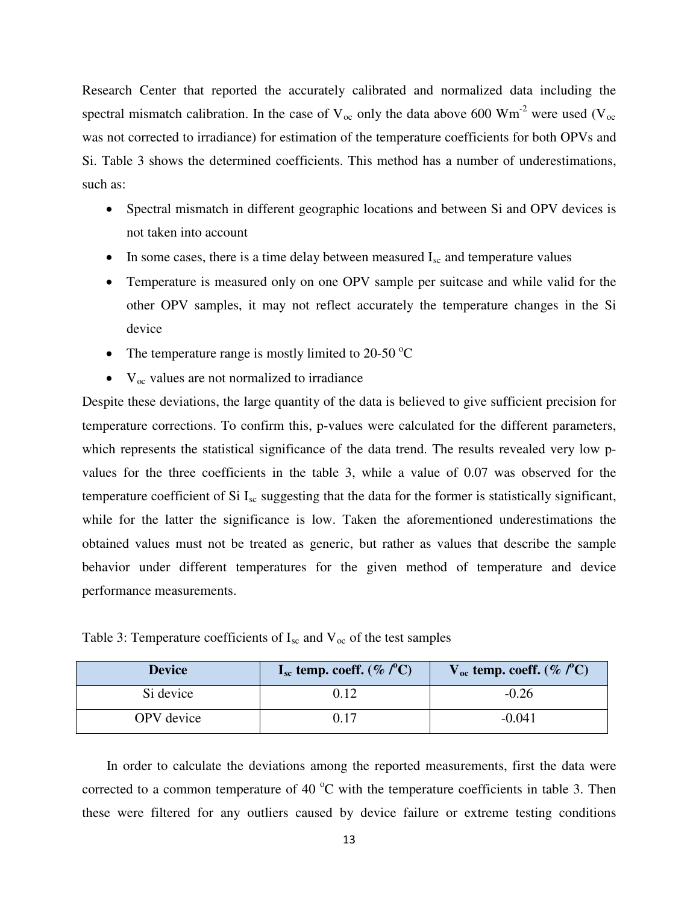Research Center that reported the accurately calibrated and normalized data including the spectral mismatch calibration. In the case of $V_{oc}$ only the data above 600 $Wm^{-2}$ were used ($V_{oc}$ was not corrected to irradiance) for estimation of the temperature coefficients for both OPVs and Si. Table 3 shows the determined coefficients. This method has a number of underestimations, such as:

- Spectral mismatch in different geographic locations and between Si and OPV devices is not taken into account
- In some cases, there is a time delay between measured $I_{sc}$ and temperature values
- Temperature is measured only on one OPV sample per suitcase and while valid for the other OPV samples, it may not reflect accurately the temperature changes in the Si device
- The temperature range is mostly limited to 20-50 $^{o}$C
- $V_{oc}$ values are not normalized to irradiance

Despite these deviations, the large quantity of the data is believed to give sufficient precision for temperature corrections. To confirm this, p-values were calculated for the different parameters, which represents the statistical significance of the data trend. The results revealed very low p-values for the three coefficients in the table 3, while a value of 0.07 was observed for the temperature coefficient of Si $I_{sc}$ suggesting that the data for the former is statistically significant, while for the latter the significance is low. Taken the aforementioned underestimations the obtained values must not be treated as generic, but rather as values that describe the sample behavior under different temperatures for the given method of temperature and device performance measurements.

Table 3: Temperature coefficients of $I_{sc}$ and $V_{oc}$ of the test samples

| **Device** | **$I_{sc}$ temp. coeff. (% /$^{o}$C)** | **$V_{oc}$ temp. coeff. (% /$^{o}$C)** |
|---|---|---|
| Si device | 0.12 | -0.26 |
| OPV device | 0.17 | -0.041 |

In order to calculate the deviations among the reported measurements, first the data were corrected to a common temperature of 40 $^{o}$C with the temperature coefficients in table 3. Then these were filtered for any outliers caused by device failure or extreme testing conditions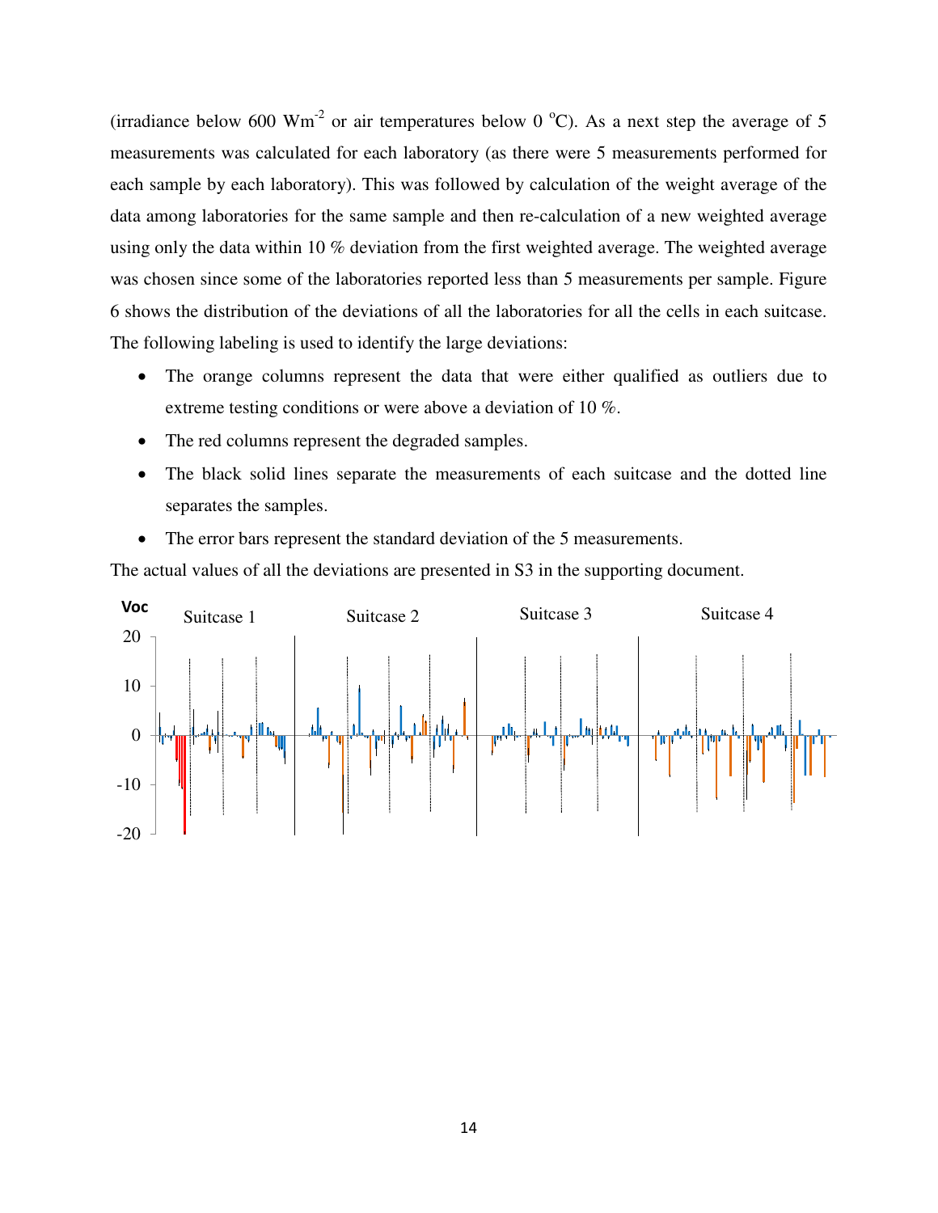(irradiance below 600 $Wm^{-2}$ or air temperatures below 0 $^{o}C$). As a next step the average of 5 measurements was calculated for each laboratory (as there were 5 measurements performed for each sample by each laboratory). This was followed by calculation of the weight average of the data among laboratories for the same sample and then re-calculation of a new weighted average using only the data within 10 % deviation from the first weighted average. The weighted average was chosen since some of the laboratories reported less than 5 measurements per sample. Figure 6 shows the distribution of the deviations of all the laboratories for all the cells in each suitcase. The following labeling is used to identify the large deviations:

- The orange columns represent the data that were either qualified as outliers due to extreme testing conditions or were above a deviation of 10 %.
- The red columns represent the degraded samples.
- The black solid lines separate the measurements of each suitcase and the dotted line separates the samples.
- The error bars represent the standard deviation of the 5 measurements.

The actual values of all the deviations are presented in S3 in the supporting document.

Voc

Suitcase 1 Suitcase 2 Suitcase 3 Suitcase 4

20
10
0
-10
-20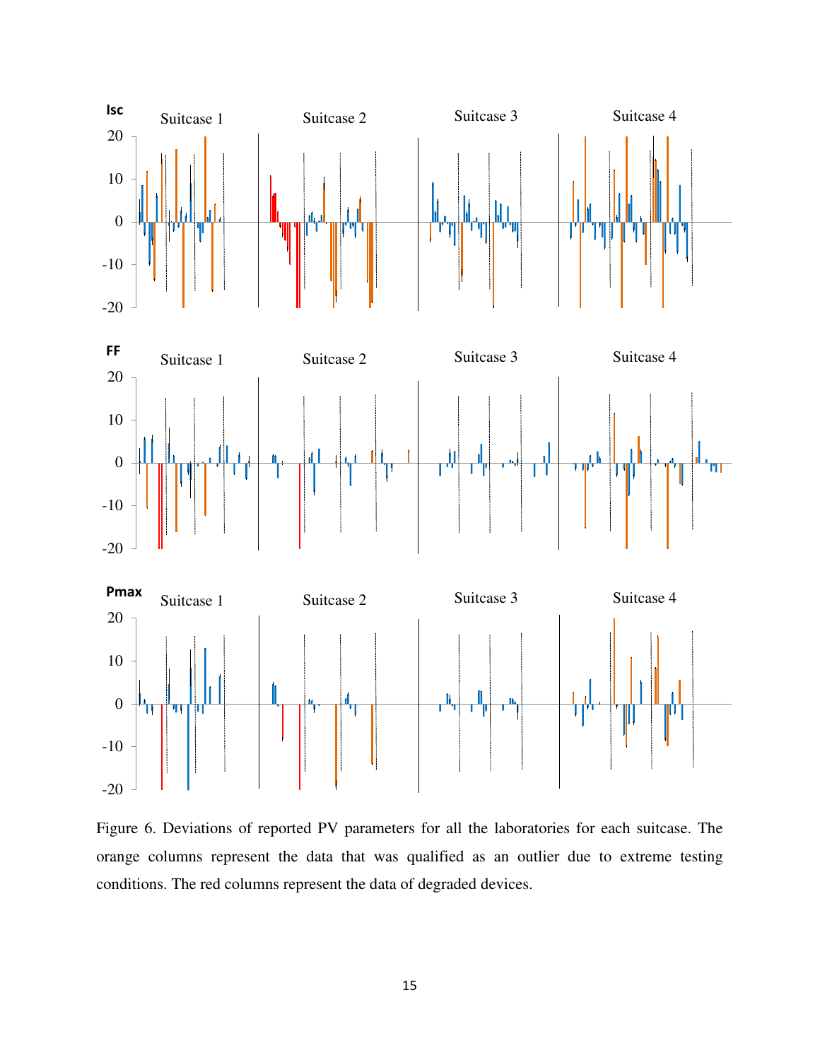Figure 6. Deviations of reported PV parameters for all the laboratories for each suitcase. The orange columns represent the data that was qualified as an outlier due to extreme testing conditions. The red columns represent the data of degraded devices.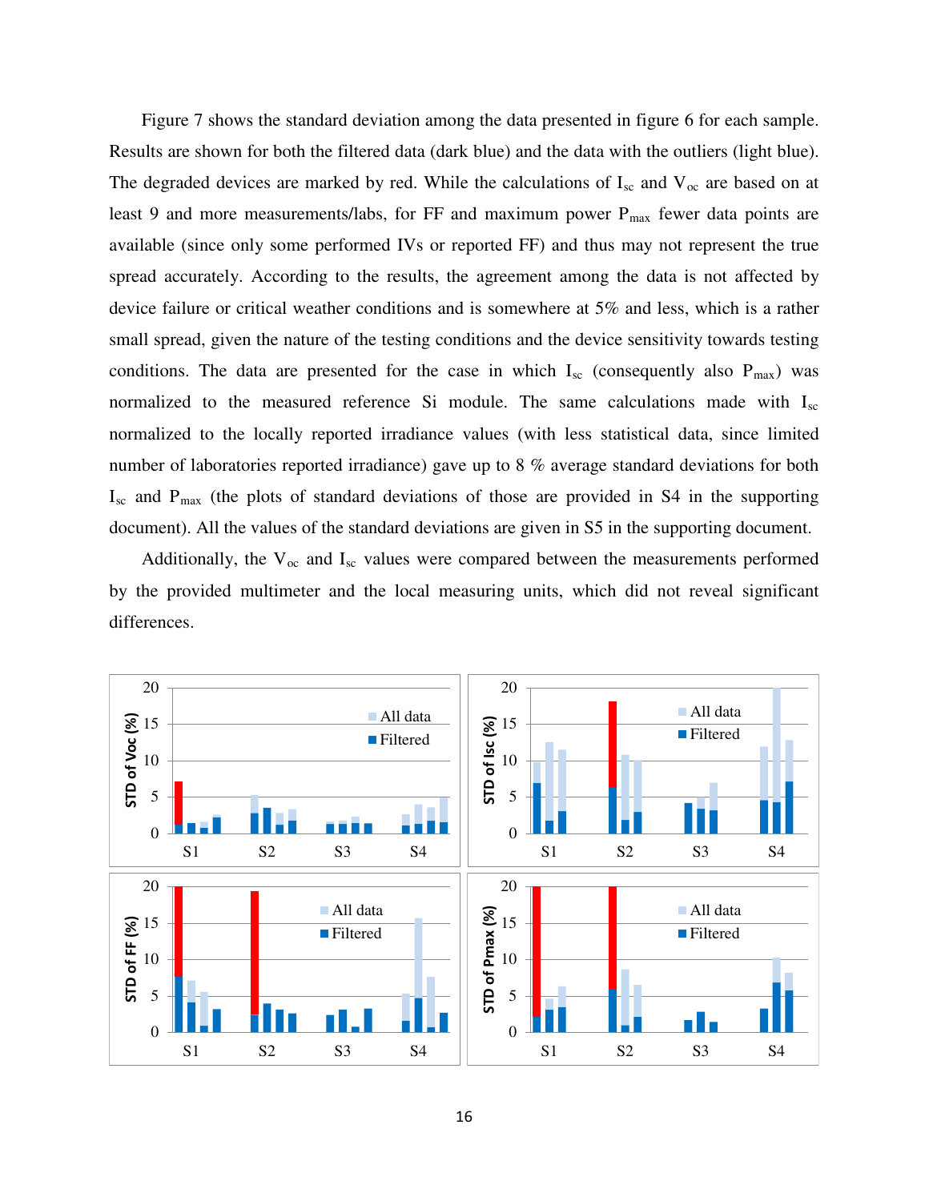Figure 7 shows the standard deviation among the data presented in figure 6 for each sample. Results are shown for both the filtered data (dark blue) and the data with the outliers (light blue). The degraded devices are marked by red. While the calculations of $I_{sc}$ and $V_{oc}$ are based on at least 9 and more measurements/labs, for FF and maximum power $P_{max}$ fewer data points are available (since only some performed IVs or reported FF) and thus may not represent the true spread accurately. According to the results, the agreement among the data is not affected by device failure or critical weather conditions and is somewhere at 5% and less, which is a rather small spread, given the nature of the testing conditions and the device sensitivity towards testing conditions. The data are presented for the case in which $I_{sc}$ (consequently also $P_{max}$) was normalized to the measured reference Si module. The same calculations made with $I_{sc}$ normalized to the locally reported irradiance values (with less statistical data, since limited number of laboratories reported irradiance) gave up to 8 % average standard deviations for both $I_{sc}$ and $P_{max}$ (the plots of standard deviations of those are provided in S4 in the supporting document). All the values of the standard deviations are given in S5 in the supporting document.

Additionally, the $V_{oc}$ and $I_{sc}$ values were compared between the measurements performed by the provided multimeter and the local measuring units, which did not reveal significant differences.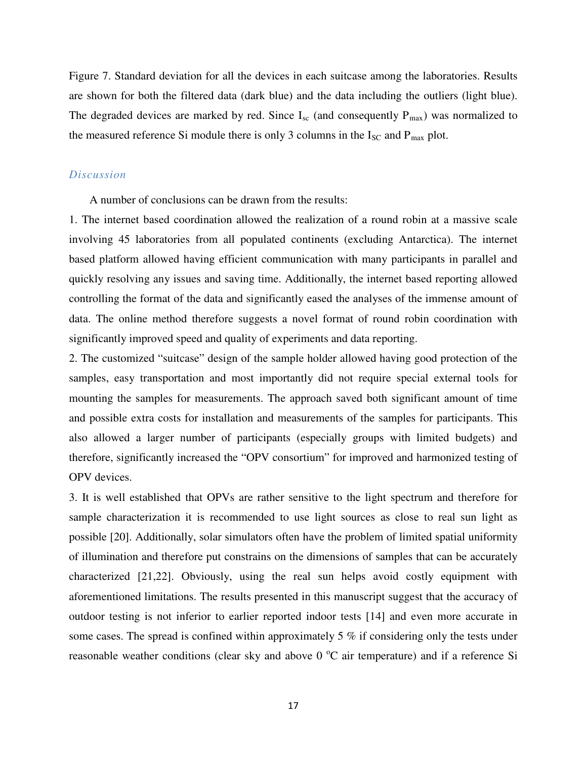Figure 7. Standard deviation for all the devices in each suitcase among the laboratories. Results are shown for both the filtered data (dark blue) and the data including the outliers (light blue). The degraded devices are marked by red. Since $I_{sc}$ (and consequently $P_{max}$) was normalized to the measured reference Si module there is only 3 columns in the $I_{SC}$ and $P_{max}$ plot.

### *Discussion*

A number of conclusions can be drawn from the results:

1. The internet based coordination allowed the realization of a round robin at a massive scale involving 45 laboratories from all populated continents (excluding Antarctica). The internet based platform allowed having efficient communication with many participants in parallel and quickly resolving any issues and saving time. Additionally, the internet based reporting allowed controlling the format of the data and significantly eased the analyses of the immense amount of data. The online method therefore suggests a novel format of round robin coordination with significantly improved speed and quality of experiments and data reporting.

2. The customized "suitcase" design of the sample holder allowed having good protection of the samples, easy transportation and most importantly did not require special external tools for mounting the samples for measurements. The approach saved both significant amount of time and possible extra costs for installation and measurements of the samples for participants. This also allowed a larger number of participants (especially groups with limited budgets) and therefore, significantly increased the "OPV consortium" for improved and harmonized testing of OPV devices.

3. It is well established that OPVs are rather sensitive to the light spectrum and therefore for sample characterization it is recommended to use light sources as close to real sun light as possible [20]. Additionally, solar simulators often have the problem of limited spatial uniformity of illumination and therefore put constrains on the dimensions of samples that can be accurately characterized [21,22]. Obviously, using the real sun helps avoid costly equipment with aforementioned limitations. The results presented in this manuscript suggest that the accuracy of outdoor testing is not inferior to earlier reported indoor tests [14] and even more accurate in some cases. The spread is confined within approximately 5 % if considering only the tests under reasonable weather conditions (clear sky and above 0 $^{o}$C air temperature) and if a reference Si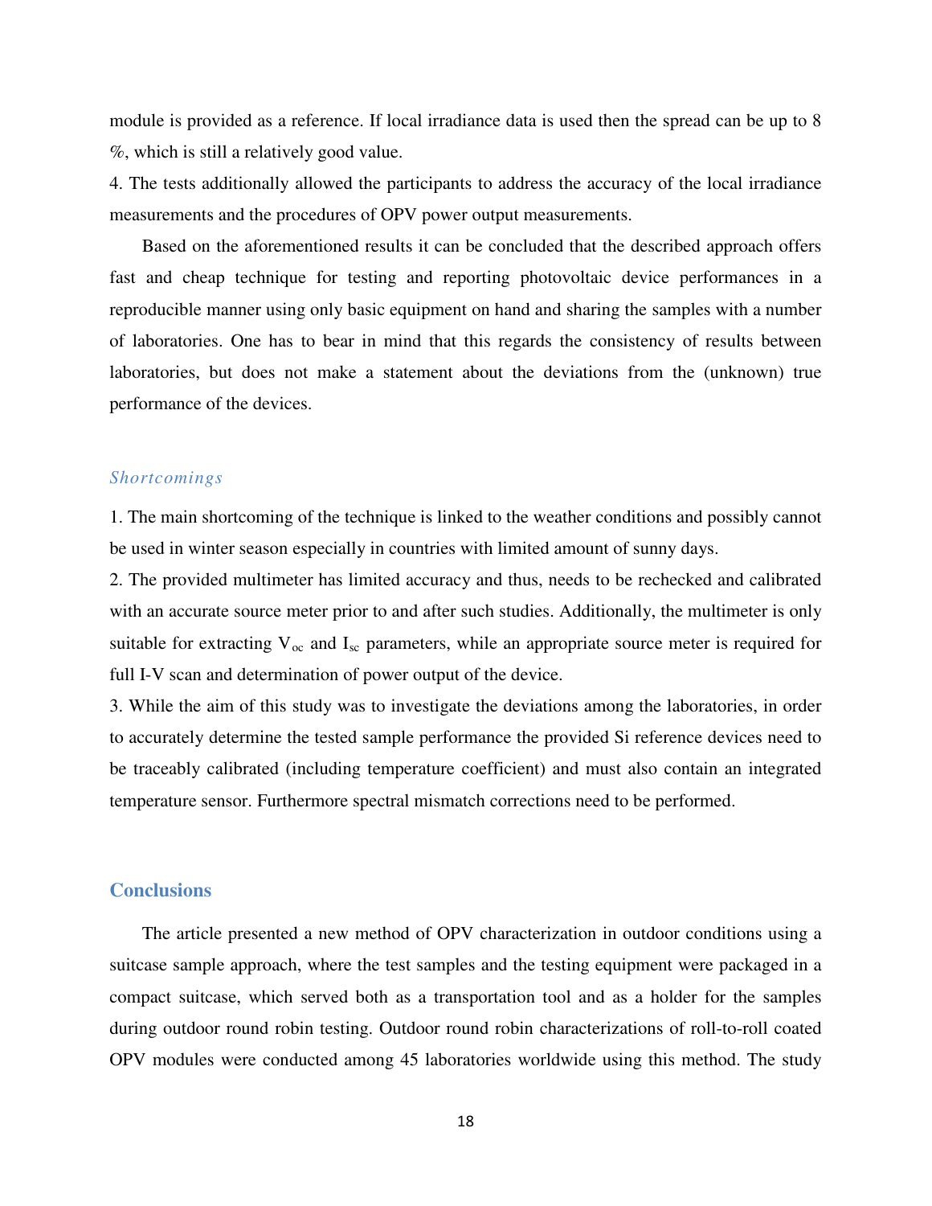module is provided as a reference. If local irradiance data is used then the spread can be up to 8 %, which is still a relatively good value.

4. The tests additionally allowed the participants to address the accuracy of the local irradiance measurements and the procedures of OPV power output measurements.

Based on the aforementioned results it can be concluded that the described approach offers fast and cheap technique for testing and reporting photovoltaic device performances in a reproducible manner using only basic equipment on hand and sharing the samples with a number of laboratories. One has to bear in mind that this regards the consistency of results between laboratories, but does not make a statement about the deviations from the (unknown) true performance of the devices.

### *Shortcomings*

1. The main shortcoming of the technique is linked to the weather conditions and possibly cannot be used in winter season especially in countries with limited amount of sunny days.

2. The provided multimeter has limited accuracy and thus, needs to be rechecked and calibrated with an accurate source meter prior to and after such studies. Additionally, the multimeter is only suitable for extracting $V_{oc}$ and $I_{sc}$ parameters, while an appropriate source meter is required for full I-V scan and determination of power output of the device.

3. While the aim of this study was to investigate the deviations among the laboratories, in order to accurately determine the tested sample performance the provided Si reference devices need to be traceably calibrated (including temperature coefficient) and must also contain an integrated temperature sensor. Furthermore spectral mismatch corrections need to be performed.

## Conclusions

The article presented a new method of OPV characterization in outdoor conditions using a suitcase sample approach, where the test samples and the testing equipment were packaged in a compact suitcase, which served both as a transportation tool and as a holder for the samples during outdoor round robin testing. Outdoor round robin characterizations of roll-to-roll coated OPV modules were conducted among 45 laboratories worldwide using this method. The study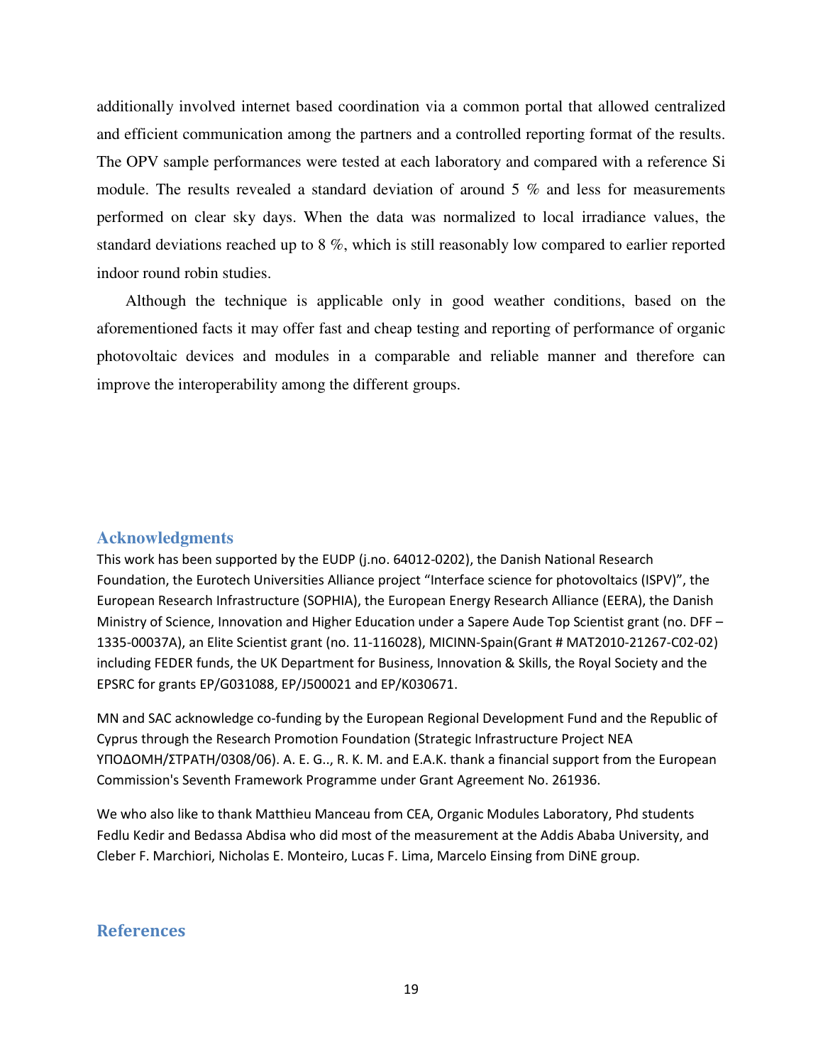additionally involved internet based coordination via a common portal that allowed centralized and efficient communication among the partners and a controlled reporting format of the results. The OPV sample performances were tested at each laboratory and compared with a reference Si module. The results revealed a standard deviation of around 5 % and less for measurements performed on clear sky days. When the data was normalized to local irradiance values, the standard deviations reached up to 8 %, which is still reasonably low compared to earlier reported indoor round robin studies.

Although the technique is applicable only in good weather conditions, based on the aforementioned facts it may offer fast and cheap testing and reporting of performance of organic photovoltaic devices and modules in a comparable and reliable manner and therefore can improve the interoperability among the different groups.

## Acknowledgments

This work has been supported by the EUDP (j.no. 64012-0202), the Danish National Research Foundation, the Eurotech Universities Alliance project "Interface science for photovoltaics (ISPV)", the European Research Infrastructure (SOPHIA), the European Energy Research Alliance (EERA), the Danish Ministry of Science, Innovation and Higher Education under a Sapere Aude Top Scientist grant (no. DFF – 1335-00037A), an Elite Scientist grant (no. 11-116028), MICINN-Spain(Grant # MAT2010-21267-C02-02) including FEDER funds, the UK Department for Business, Innovation & Skills, the Royal Society and the EPSRC for grants EP/G031088, EP/J500021 and EP/K030671.

MN and SAC acknowledge co-funding by the European Regional Development Fund and the Republic of Cyprus through the Research Promotion Foundation (Strategic Infrastructure Project NEA ΥΠΟΔΟΜΗ/ΣΤΡΑΤΗ/0308/06). A. E. G.., R. K. M. and E.A.K. thank a financial support from the European Commission's Seventh Framework Programme under Grant Agreement No. 261936.

We who also like to thank Matthieu Manceau from CEA, Organic Modules Laboratory, Phd students Fedlu Kedir and Bedassa Abdisa who did most of the measurement at the Addis Ababa University, and Cleber F. Marchiori, Nicholas E. Monteiro, Lucas F. Lima, Marcelo Einsing from DiNE group.

## References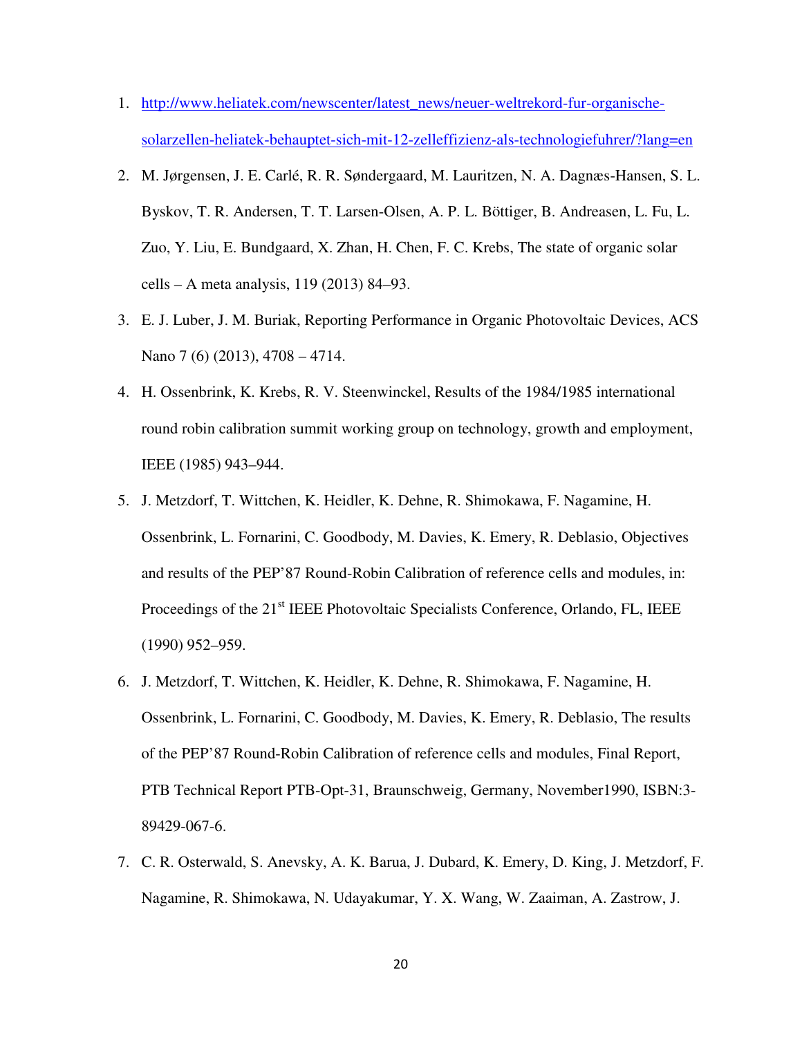1. http://www.heliatek.com/newscenter/latest_news/neuer-weltrekord-fur-organische-solarzellen-heliatek-behauptet-sich-mit-12-zelleffizienz-als-technologiefuhrer/?lang=en

2. M. Jørgensen, J. E. Carlé, R. R. Søndergaard, M. Lauritzen, N. A. Dagnæs-Hansen, S. L. Byskov, T. R. Andersen, T. T. Larsen-Olsen, A. P. L. Böttiger, B. Andreasen, L. Fu, L. Zuo, Y. Liu, E. Bundgaard, X. Zhan, H. Chen, F. C. Krebs, The state of organic solar cells – A meta analysis, 119 (2013) 84–93.

3. E. J. Luber, J. M. Buriak, Reporting Performance in Organic Photovoltaic Devices, ACS Nano 7 (6) (2013), 4708 – 4714.

4. H. Ossenbrink, K. Krebs, R. V. Steenwinckel, Results of the 1984/1985 international round robin calibration summit working group on technology, growth and employment, IEEE (1985) 943–944.

5. J. Metzdorf, T. Wittchen, K. Heidler, K. Dehne, R. Shimokawa, F. Nagamine, H. Ossenbrink, L. Fornarini, C. Goodbody, M. Davies, K. Emery, R. Deblasio, Objectives and results of the PEP'87 Round-Robin Calibration of reference cells and modules, in: Proceedings of the 21st IEEE Photovoltaic Specialists Conference, Orlando, FL, IEEE (1990) 952–959.

6. J. Metzdorf, T. Wittchen, K. Heidler, K. Dehne, R. Shimokawa, F. Nagamine, H. Ossenbrink, L. Fornarini, C. Goodbody, M. Davies, K. Emery, R. Deblasio, The results of the PEP'87 Round-Robin Calibration of reference cells and modules, Final Report, PTB Technical Report PTB-Opt-31, Braunschweig, Germany, November1990, ISBN:3-89429-067-6.

7. C. R. Osterwald, S. Anevsky, A. K. Barua, J. Dubard, K. Emery, D. King, J. Metzdorf, F. Nagamine, R. Shimokawa, N. Udayakumar, Y. X. Wang, W. Zaaiman, A. Zastrow, J.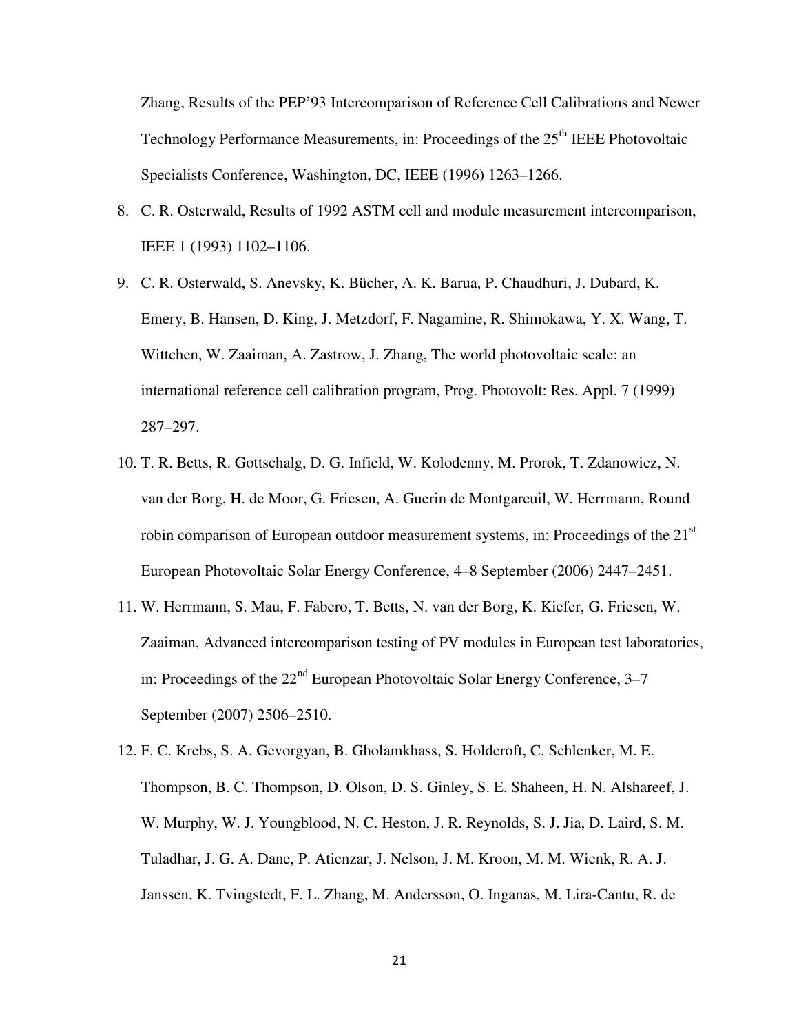Zhang, Results of the PEP'93 Intercomparison of Reference Cell Calibrations and Newer Technology Performance Measurements, in: Proceedings of the 25th IEEE Photovoltaic Specialists Conference, Washington, DC, IEEE (1996) 1263–1266.

8. C. R. Osterwald, Results of 1992 ASTM cell and module measurement intercomparison, IEEE 1 (1993) 1102–1106.

9. C. R. Osterwald, S. Anevsky, K. Bücher, A. K. Barua, P. Chaudhuri, J. Dubard, K. Emery, B. Hansen, D. King, J. Metzdorf, F. Nagamine, R. Shimokawa, Y. X. Wang, T. Wittchen, W. Zaaiman, A. Zastrow, J. Zhang, The world photovoltaic scale: an international reference cell calibration program, Prog. Photovolt: Res. Appl. 7 (1999) 287–297.

10. T. R. Betts, R. Gottschalg, D. G. Infield, W. Kolodenny, M. Prorok, T. Zdanowicz, N. van der Borg, H. de Moor, G. Friesen, A. Guerin de Montgareuil, W. Herrmann, Round robin comparison of European outdoor measurement systems, in: Proceedings of the 21st European Photovoltaic Solar Energy Conference, 4–8 September (2006) 2447–2451.

11. W. Herrmann, S. Mau, F. Fabero, T. Betts, N. van der Borg, K. Kiefer, G. Friesen, W. Zaaiman, Advanced intercomparison testing of PV modules in European test laboratories, in: Proceedings of the 22nd European Photovoltaic Solar Energy Conference, 3–7 September (2007) 2506–2510.

12. F. C. Krebs, S. A. Gevorgyan, B. Gholamkhass, S. Holdcroft, C. Schlenker, M. E. Thompson, B. C. Thompson, D. Olson, D. S. Ginley, S. E. Shaheen, H. N. Alshareef, J. W. Murphy, W. J. Youngblood, N. C. Heston, J. R. Reynolds, S. J. Jia, D. Laird, S. M. Tuladhar, J. G. A. Dane, P. Atienzar, J. Nelson, J. M. Kroon, M. M. Wienk, R. A. J. Janssen, K. Tvingstedt, F. L. Zhang, M. Andersson, O. Inganas, M. Lira-Cantu, R. de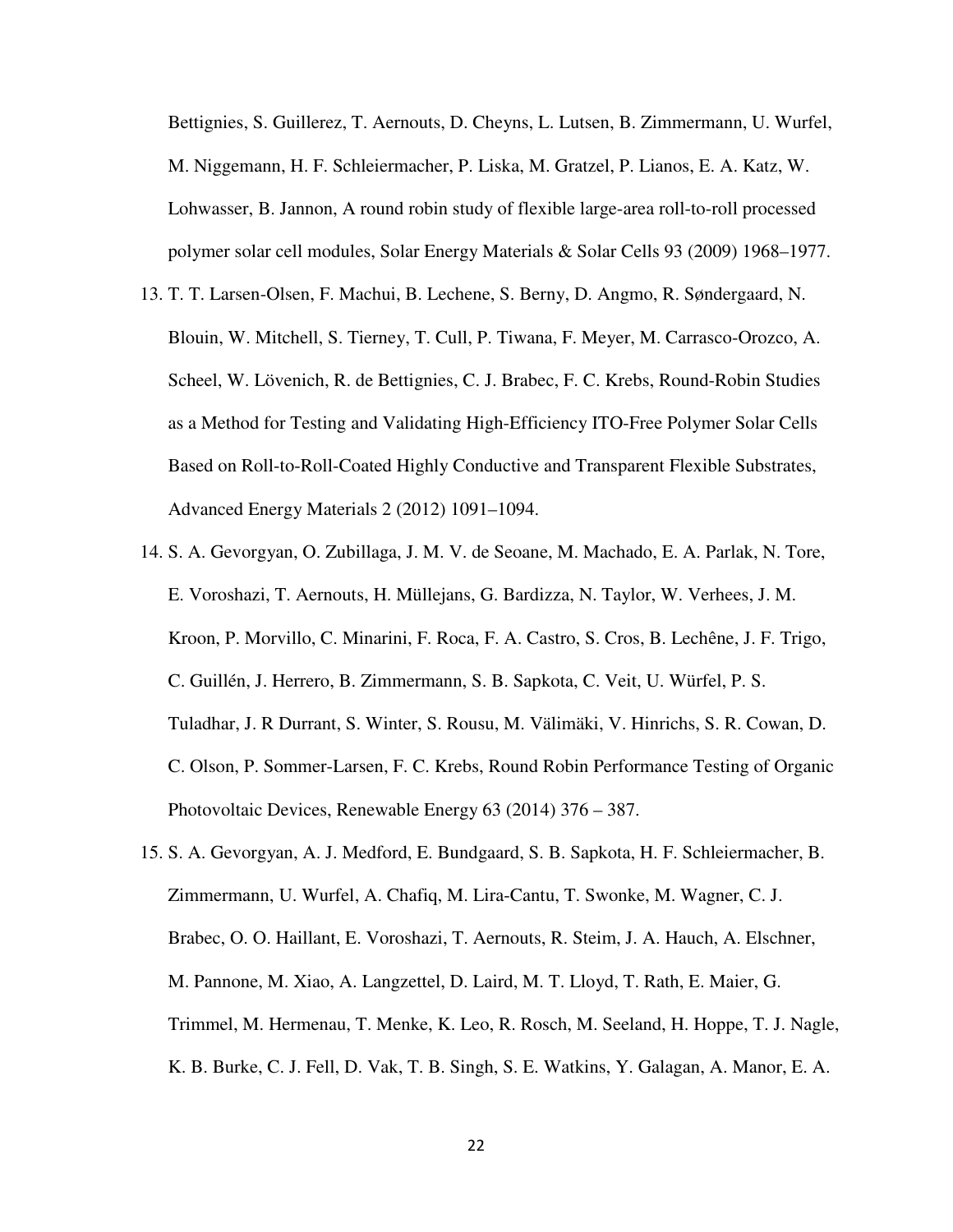Bettignies, S. Guillerez, T. Aernouts, D. Cheyns, L. Lutsen, B. Zimmermann, U. Wurfel, M. Niggemann, H. F. Schleiermacher, P. Liska, M. Gratzel, P. Lianos, E. A. Katz, W. Lohwasser, B. Jannon, A round robin study of flexible large-area roll-to-roll processed polymer solar cell modules, Solar Energy Materials & Solar Cells 93 (2009) 1968–1977.

13. T. T. Larsen-Olsen, F. Machui, B. Lechene, S. Berny, D. Angmo, R. Søndergaard, N. Blouin, W. Mitchell, S. Tierney, T. Cull, P. Tiwana, F. Meyer, M. Carrasco-Orozco, A. Scheel, W. Lövenich, R. de Bettignies, C. J. Brabec, F. C. Krebs, Round-Robin Studies as a Method for Testing and Validating High-Efficiency ITO-Free Polymer Solar Cells Based on Roll-to-Roll-Coated Highly Conductive and Transparent Flexible Substrates, Advanced Energy Materials 2 (2012) 1091–1094.
14. S. A. Gevorgyan, O. Zubillaga, J. M. V. de Seoane, M. Machado, E. A. Parlak, N. Tore, E. Voroshazi, T. Aernouts, H. Müllejans, G. Bardizza, N. Taylor, W. Verhees, J. M. Kroon, P. Morvillo, C. Minarini, F. Roca, F. A. Castro, S. Cros, B. Lechêne, J. F. Trigo, C. Guillén, J. Herrero, B. Zimmermann, S. B. Sapkota, C. Veit, U. Würfel, P. S. Tuladhar, J. R Durrant, S. Winter, S. Rousu, M. Välimäki, V. Hinrichs, S. R. Cowan, D. C. Olson, P. Sommer-Larsen, F. C. Krebs, Round Robin Performance Testing of Organic Photovoltaic Devices, Renewable Energy 63 (2014) 376 – 387.
15. S. A. Gevorgyan, A. J. Medford, E. Bundgaard, S. B. Sapkota, H. F. Schleiermacher, B. Zimmermann, U. Wurfel, A. Chafiq, M. Lira-Cantu, T. Swonke, M. Wagner, C. J. Brabec, O. O. Haillant, E. Voroshazi, T. Aernouts, R. Steim, J. A. Hauch, A. Elschner, M. Pannone, M. Xiao, A. Langzettel, D. Laird, M. T. Lloyd, T. Rath, E. Maier, G. Trimmel, M. Hermenau, T. Menke, K. Leo, R. Rosch, M. Seeland, H. Hoppe, T. J. Nagle, K. B. Burke, C. J. Fell, D. Vak, T. B. Singh, S. E. Watkins, Y. Galagan, A. Manor, E. A.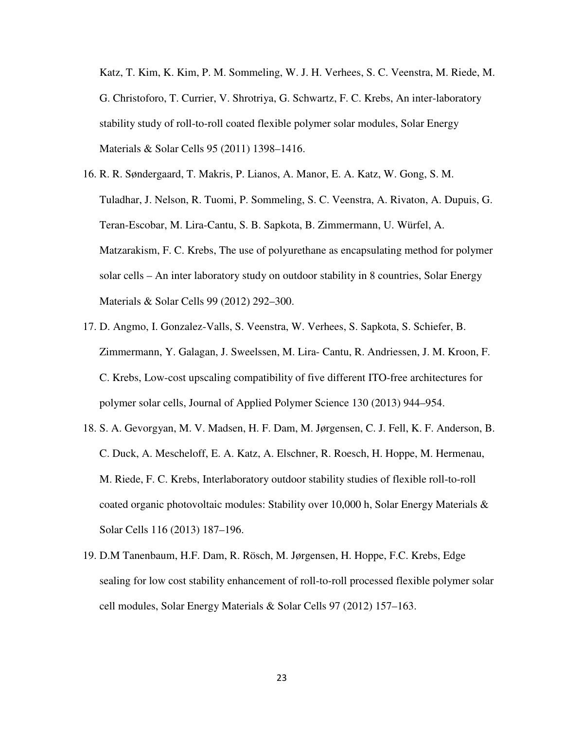Katz, T. Kim, K. Kim, P. M. Sommeling, W. J. H. Verhees, S. C. Veenstra, M. Riede, M. G. Christoforo, T. Currier, V. Shrotriya, G. Schwartz, F. C. Krebs, An inter-laboratory stability study of roll-to-roll coated flexible polymer solar modules, Solar Energy Materials & Solar Cells 95 (2011) 1398–1416.

16. R. R. Søndergaard, T. Makris, P. Lianos, A. Manor, E. A. Katz, W. Gong, S. M. Tuladhar, J. Nelson, R. Tuomi, P. Sommeling, S. C. Veenstra, A. Rivaton, A. Dupuis, G. Teran-Escobar, M. Lira-Cantu, S. B. Sapkota, B. Zimmermann, U. Würfel, A. Matzarakism, F. C. Krebs, The use of polyurethane as encapsulating method for polymer solar cells – An inter laboratory study on outdoor stability in 8 countries, Solar Energy Materials & Solar Cells 99 (2012) 292–300.
17. D. Angmo, I. Gonzalez-Valls, S. Veenstra, W. Verhees, S. Sapkota, S. Schiefer, B. Zimmermann, Y. Galagan, J. Sweelssen, M. Lira- Cantu, R. Andriessen, J. M. Kroon, F. C. Krebs, Low-cost upscaling compatibility of five different ITO-free architectures for polymer solar cells, Journal of Applied Polymer Science 130 (2013) 944–954.
18. S. A. Gevorgyan, M. V. Madsen, H. F. Dam, M. Jørgensen, C. J. Fell, K. F. Anderson, B. C. Duck, A. Mescheloff, E. A. Katz, A. Elschner, R. Roesch, H. Hoppe, M. Hermenau, M. Riede, F. C. Krebs, Interlaboratory outdoor stability studies of flexible roll-to-roll coated organic photovoltaic modules: Stability over 10,000 h, Solar Energy Materials & Solar Cells 116 (2013) 187–196.
19. D.M Tanenbaum, H.F. Dam, R. Rösch, M. Jørgensen, H. Hoppe, F.C. Krebs, Edge sealing for low cost stability enhancement of roll-to-roll processed flexible polymer solar cell modules, Solar Energy Materials & Solar Cells 97 (2012) 157–163.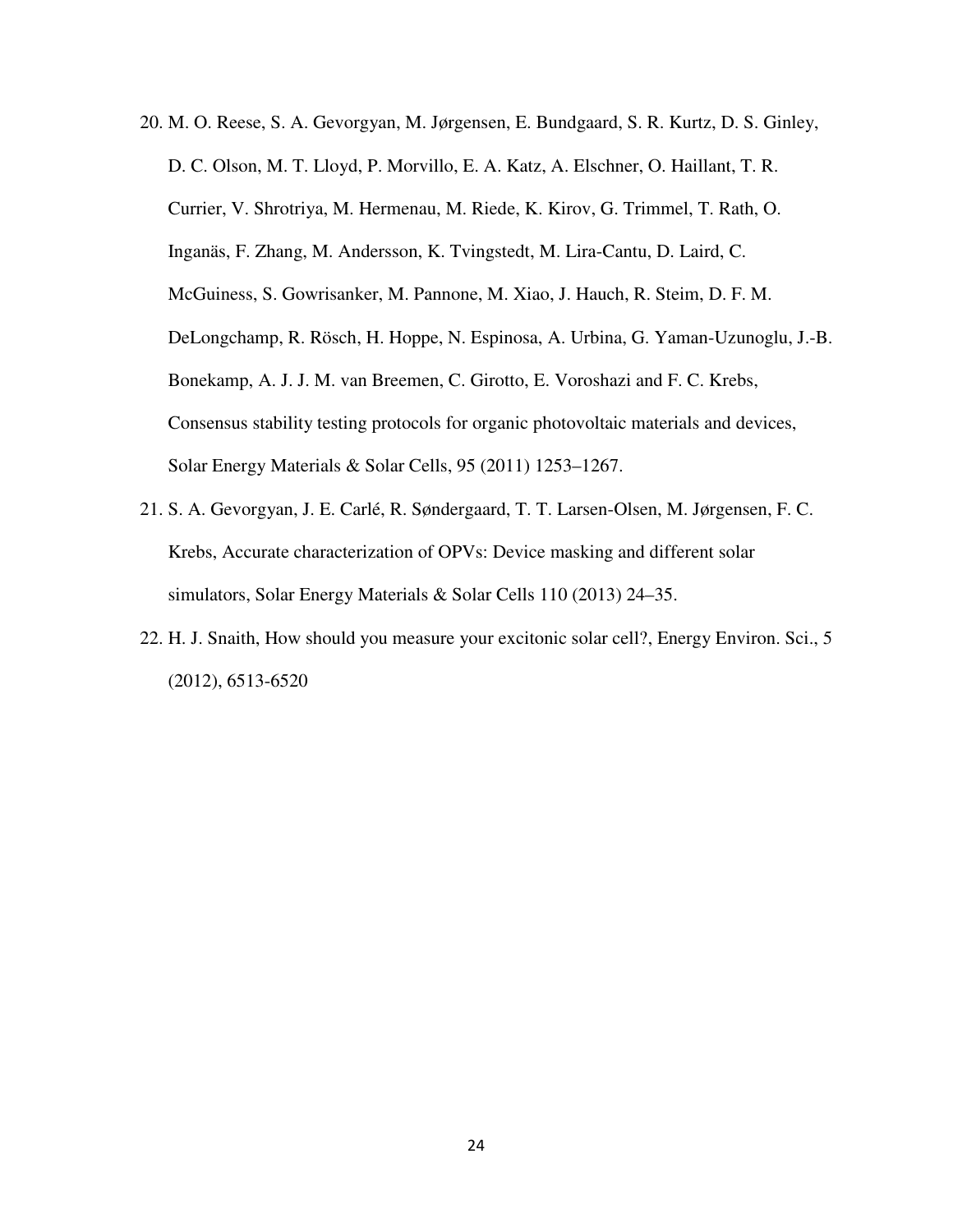20. M. O. Reese, S. A. Gevorgyan, M. Jørgensen, E. Bundgaard, S. R. Kurtz, D. S. Ginley, D. C. Olson, M. T. Lloyd, P. Morvillo, E. A. Katz, A. Elschner, O. Haillant, T. R. Currier, V. Shrotriya, M. Hermenau, M. Riede, K. Kirov, G. Trimmel, T. Rath, O. Inganäs, F. Zhang, M. Andersson, K. Tvingstedt, M. Lira-Cantu, D. Laird, C. McGuiness, S. Gowrisanker, M. Pannone, M. Xiao, J. Hauch, R. Steim, D. F. M. DeLongchamp, R. Rösch, H. Hoppe, N. Espinosa, A. Urbina, G. Yaman-Uzunoglu, J.-B. Bonekamp, A. J. J. M. van Breemen, C. Girotto, E. Voroshazi and F. C. Krebs, Consensus stability testing protocols for organic photovoltaic materials and devices, Solar Energy Materials & Solar Cells, 95 (2011) 1253–1267.
21. S. A. Gevorgyan, J. E. Carlé, R. Søndergaard, T. T. Larsen-Olsen, M. Jørgensen, F. C. Krebs, Accurate characterization of OPVs: Device masking and different solar simulators, Solar Energy Materials & Solar Cells 110 (2013) 24–35.
22. H. J. Snaith, How should you measure your excitonic solar cell?, Energy Environ. Sci., 5 (2012), 6513-6520